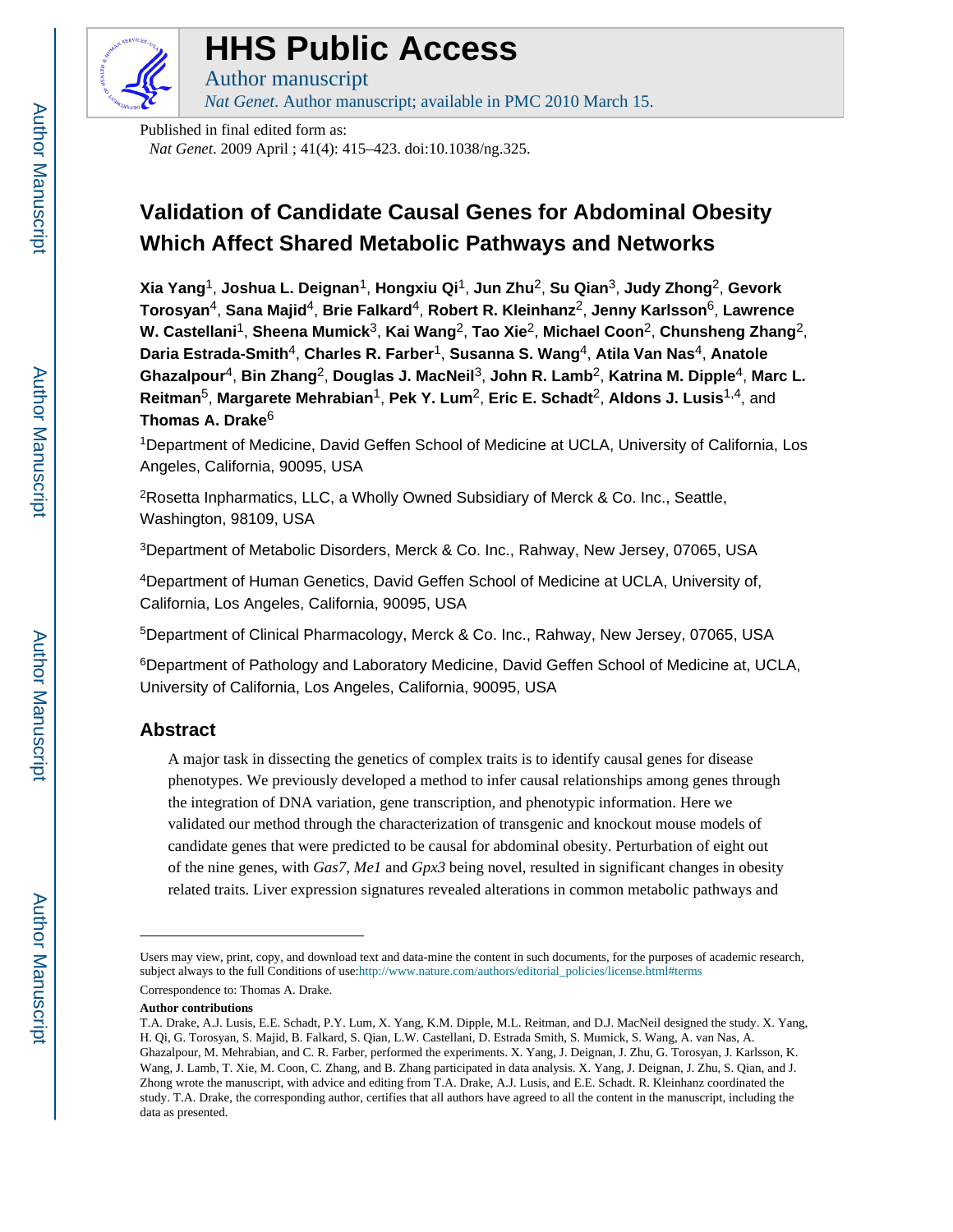# HHS Public Access

Author manuscript

*Nat Genet*. Author manuscript; available in PMC 2010 March 15.

Published in final edited form as:

*Nat Genet*. 2009 April ; 41(4): 415–423. doi:10.1038/ng.325.

# Validation of Candidate Causal Genes for Abdominal Obesity Which Affect Shared Metabolic Pathways and Networks

**Xia Yang**[1], **Joshua L. Deignan**[1], **Hongxiu Qi**[1], **Jun Zhu**[2], **Su Qian**[3], **Judy Zhong**[2], **Gevork Torosyan**[4], **Sana Majid**[4], **Brie Falkard**[4], **Robert R. Kleinhanz**[2], **Jenny Karlsson**[6], **Lawrence W. Castellani**[1], **Sheena Mumick**[3], **Kai Wang**[2], **Tao Xie**[2], **Michael Coon**[2], **Chunsheng Zhang**[2], **Daria Estrada-Smith**[4], **Charles R. Farber**[1], **Susanna S. Wang**[4], **Atila Van Nas**[4], **Anatole Ghazalpour**[4], **Bin Zhang**[2], **Douglas J. MacNeil**[3], **John R. Lamb**[2], **Katrina M. Dipple**[4], **Marc L. Reitman**[5], **Margarete Mehrabian**[1], **Pek Y. Lum**[2], **Eric E. Schadt**[2], **Aldons J. Lusis**[1,4], and **Thomas A. Drake**[6]

[1]Department of Medicine, David Geffen School of Medicine at UCLA, University of California, Los Angeles, California, 90095, USA

[2]Rosetta Inpharmatics, LLC, a Wholly Owned Subsidiary of Merck & Co. Inc., Seattle, Washington, 98109, USA

[3]Department of Metabolic Disorders, Merck & Co. Inc., Rahway, New Jersey, 07065, USA

[4]Department of Human Genetics, David Geffen School of Medicine at UCLA, University of, California, Los Angeles, California, 90095, USA

[5]Department of Clinical Pharmacology, Merck & Co. Inc., Rahway, New Jersey, 07065, USA

[6]Department of Pathology and Laboratory Medicine, David Geffen School of Medicine at, UCLA, University of California, Los Angeles, California, 90095, USA

## Abstract

A major task in dissecting the genetics of complex traits is to identify causal genes for disease phenotypes. We previously developed a method to infer causal relationships among genes through the integration of DNA variation, gene transcription, and phenotypic information. Here we validated our method through the characterization of transgenic and knockout mouse models of candidate genes that were predicted to be causal for abdominal obesity. Perturbation of eight out of the nine genes, with *Gas7*, *Me1* and *Gpx3* being novel, resulted in significant changes in obesity related traits. Liver expression signatures revealed alterations in common metabolic pathways and

---

Users may view, print, copy, and download text and data-mine the content in such documents, for the purposes of academic research, subject always to the full Conditions of use:http://www.nature.com/authors/editorial_policies/license.html#terms

Correspondence to: Thomas A. Drake.

**Author contributions**

T.A. Drake, A.J. Lusis, E.E. Schadt, P.Y. Lum, X. Yang, K.M. Dipple, M.L. Reitman, and D.J. MacNeil designed the study. X. Yang, H. Qi, G. Torosyan, S. Majid, B. Falkard, S. Qian, L.W. Castellani, D. Estrada Smith, S. Mumick, S. Wang, A. van Nas, A. Ghazalpour, M. Mehrabian, and C. R. Farber, performed the experiments. X. Yang, J. Deignan, J. Zhu, G. Torosyan, J. Karlsson, K. Wang, J. Lamb, T. Xie, M. Coon, C. Zhang, and B. Zhang participated in data analysis. X. Yang, J. Deignan, J. Zhu, S. Qian, and J. Zhong wrote the manuscript, with advice and editing from T.A. Drake, A.J. Lusis, and E.E. Schadt. R. Kleinhanz coordinated the study. T.A. Drake, the corresponding author, certifies that all authors have agreed to all the content in the manuscript, including the data as presented.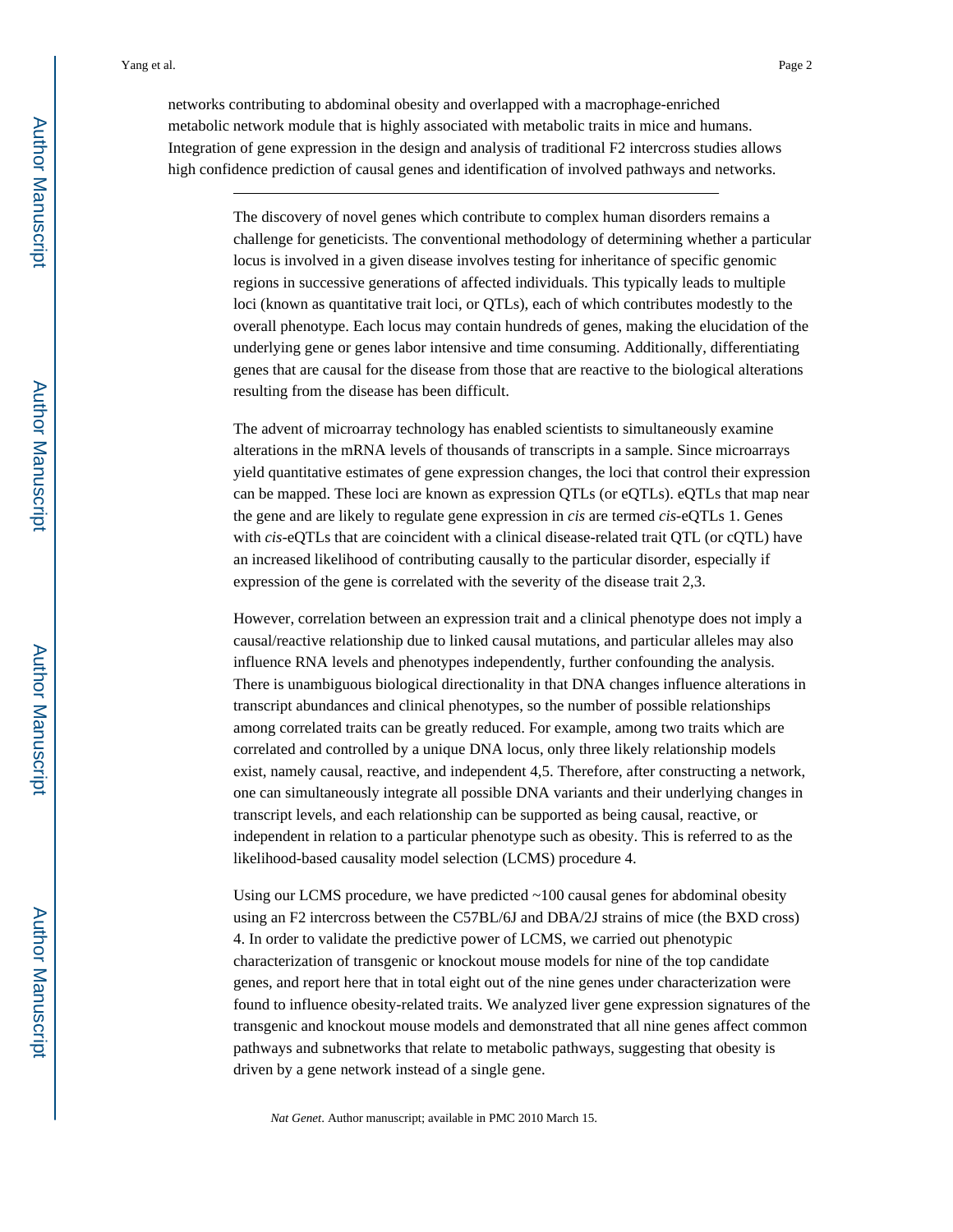networks contributing to abdominal obesity and overlapped with a macrophage-enriched metabolic network module that is highly associated with metabolic traits in mice and humans. Integration of gene expression in the design and analysis of traditional F2 intercross studies allows high confidence prediction of causal genes and identification of involved pathways and networks.

---

The discovery of novel genes which contribute to complex human disorders remains a challenge for geneticists. The conventional methodology of determining whether a particular locus is involved in a given disease involves testing for inheritance of specific genomic regions in successive generations of affected individuals. This typically leads to multiple loci (known as quantitative trait loci, or QTLs), each of which contributes modestly to the overall phenotype. Each locus may contain hundreds of genes, making the elucidation of the underlying gene or genes labor intensive and time consuming. Additionally, differentiating genes that are causal for the disease from those that are reactive to the biological alterations resulting from the disease has been difficult.

The advent of microarray technology has enabled scientists to simultaneously examine alterations in the mRNA levels of thousands of transcripts in a sample. Since microarrays yield quantitative estimates of gene expression changes, the loci that control their expression can be mapped. These loci are known as expression QTLs (or eQTLs). eQTLs that map near the gene and are likely to regulate gene expression in *cis* are termed *cis*-eQTLs [1]. Genes with *cis*-eQTLs that are coincident with a clinical disease-related trait QTL (or cQTL) have an increased likelihood of contributing causally to the particular disorder, especially if expression of the gene is correlated with the severity of the disease trait [2,3].

However, correlation between an expression trait and a clinical phenotype does not imply a causal/reactive relationship due to linked causal mutations, and particular alleles may also influence RNA levels and phenotypes independently, further confounding the analysis. There is unambiguous biological directionality in that DNA changes influence alterations in transcript abundances and clinical phenotypes, so the number of possible relationships among correlated traits can be greatly reduced. For example, among two traits which are correlated and controlled by a unique DNA locus, only three likely relationship models exist, namely causal, reactive, and independent [4,5]. Therefore, after constructing a network, one can simultaneously integrate all possible DNA variants and their underlying changes in transcript levels, and each relationship can be supported as being causal, reactive, or independent in relation to a particular phenotype such as obesity. This is referred to as the likelihood-based causality model selection (LCMS) procedure [4].

Using our LCMS procedure, we have predicted ~100 causal genes for abdominal obesity using an F2 intercross between the C57BL/6J and DBA/2J strains of mice (the BXD cross) [4]. In order to validate the predictive power of LCMS, we carried out phenotypic characterization of transgenic or knockout mouse models for nine of the top candidate genes, and report here that in total eight out of the nine genes under characterization were found to influence obesity-related traits. We analyzed liver gene expression signatures of the transgenic and knockout mouse models and demonstrated that all nine genes affect common pathways and subnetworks that relate to metabolic pathways, suggesting that obesity is driven by a gene network instead of a single gene.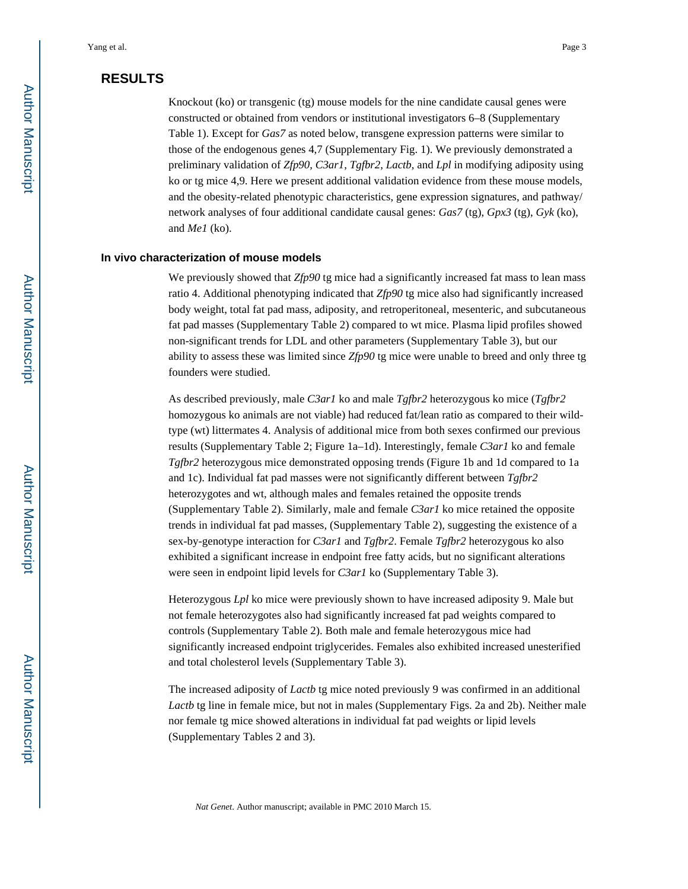## RESULTS

Knockout (ko) or transgenic (tg) mouse models for the nine candidate causal genes were constructed or obtained from vendors or institutional investigators 6–8 (Supplementary Table 1). Except for *Gas7* as noted below, transgene expression patterns were similar to those of the endogenous genes 4,7 (Supplementary Fig. 1). We previously demonstrated a preliminary validation of *Zfp90*, *C3ar1*, *Tgfbr2*, *Lactb*, and *Lpl* in modifying adiposity using ko or tg mice 4,9. Here we present additional validation evidence from these mouse models, and the obesity-related phenotypic characteristics, gene expression signatures, and pathway/network analyses of four additional candidate causal genes: *Gas7* (tg), *Gpx3* (tg), *Gyk* (ko), and *Me1* (ko).

### In vivo characterization of mouse models

We previously showed that *Zfp90* tg mice had a significantly increased fat mass to lean mass ratio 4. Additional phenotyping indicated that *Zfp90* tg mice also had significantly increased body weight, total fat pad mass, adiposity, and retroperitoneal, mesenteric, and subcutaneous fat pad masses (Supplementary Table 2) compared to wt mice. Plasma lipid profiles showed non-significant trends for LDL and other parameters (Supplementary Table 3), but our ability to assess these was limited since *Zfp90* tg mice were unable to breed and only three tg founders were studied.

As described previously, male *C3ar1* ko and male *Tgfbr2* heterozygous ko mice (*Tgfbr2* homozygous ko animals are not viable) had reduced fat/lean ratio as compared to their wild-type (wt) littermates 4. Analysis of additional mice from both sexes confirmed our previous results (Supplementary Table 2; Figure 1a–1d). Interestingly, female *C3ar1* ko and female *Tgfbr2* heterozygous mice demonstrated opposing trends (Figure 1b and 1d compared to 1a and 1c). Individual fat pad masses were not significantly different between *Tgfbr2* heterozygotes and wt, although males and females retained the opposite trends (Supplementary Table 2). Similarly, male and female *C3ar1* ko mice retained the opposite trends in individual fat pad masses, (Supplementary Table 2), suggesting the existence of a sex-by-genotype interaction for *C3ar1* and *Tgfbr2*. Female *Tgfbr2* heterozygous ko also exhibited a significant increase in endpoint free fatty acids, but no significant alterations were seen in endpoint lipid levels for *C3ar1* ko (Supplementary Table 3).

Heterozygous *Lpl* ko mice were previously shown to have increased adiposity 9. Male but not female heterozygotes also had significantly increased fat pad weights compared to controls (Supplementary Table 2). Both male and female heterozygous mice had significantly increased endpoint triglycerides. Females also exhibited increased unesterified and total cholesterol levels (Supplementary Table 3).

The increased adiposity of *Lactb* tg mice noted previously 9 was confirmed in an additional *Lactb* tg line in female mice, but not in males (Supplementary Figs. 2a and 2b). Neither male nor female tg mice showed alterations in individual fat pad weights or lipid levels (Supplementary Tables 2 and 3).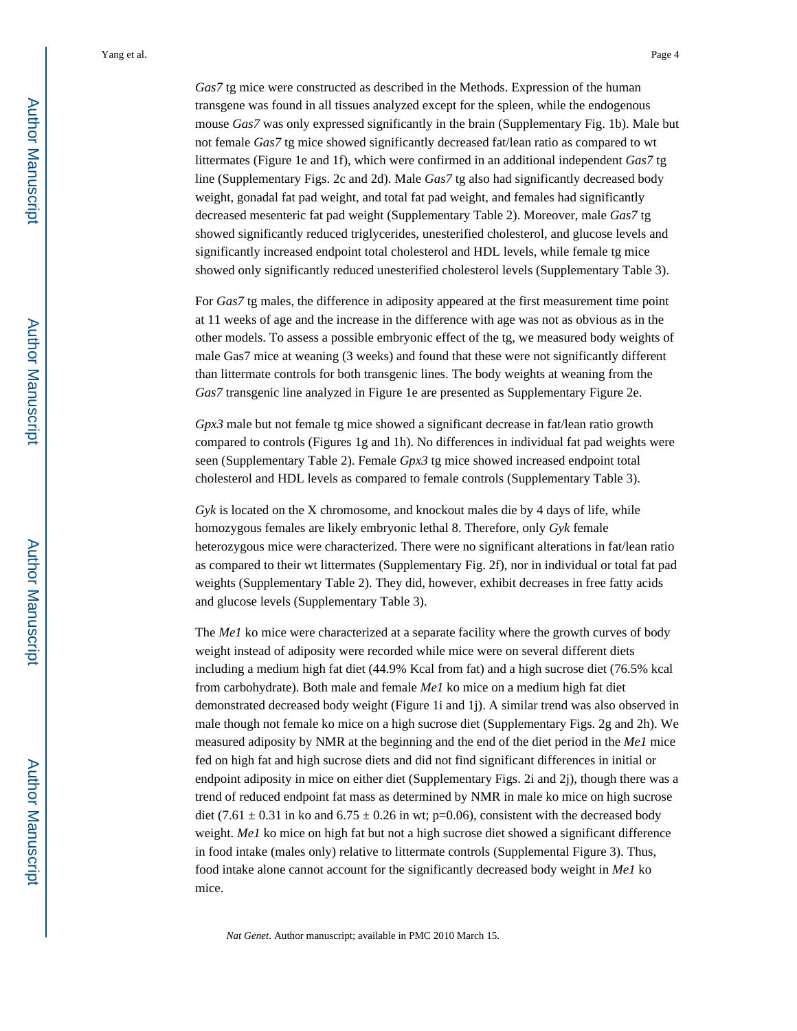*Gas7* tg mice were constructed as described in the Methods. Expression of the human transgene was found in all tissues analyzed except for the spleen, while the endogenous mouse *Gas7* was only expressed significantly in the brain (Supplementary Fig. 1b). Male but not female *Gas7* tg mice showed significantly decreased fat/lean ratio as compared to wt littermates (Figure 1e and 1f), which were confirmed in an additional independent *Gas7* tg line (Supplementary Figs. 2c and 2d). Male *Gas7* tg also had significantly decreased body weight, gonadal fat pad weight, and total fat pad weight, and females had significantly decreased mesenteric fat pad weight (Supplementary Table 2). Moreover, male *Gas7* tg showed significantly reduced triglycerides, unesterified cholesterol, and glucose levels and significantly increased endpoint total cholesterol and HDL levels, while female tg mice showed only significantly reduced unesterified cholesterol levels (Supplementary Table 3).

For *Gas7* tg males, the difference in adiposity appeared at the first measurement time point at 11 weeks of age and the increase in the difference with age was not as obvious as in the other models. To assess a possible embryonic effect of the tg, we measured body weights of male Gas7 mice at weaning (3 weeks) and found that these were not significantly different than littermate controls for both transgenic lines. The body weights at weaning from the *Gas7* transgenic line analyzed in Figure 1e are presented as Supplementary Figure 2e.

*Gpx3* male but not female tg mice showed a significant decrease in fat/lean ratio growth compared to controls (Figures 1g and 1h). No differences in individual fat pad weights were seen (Supplementary Table 2). Female *Gpx3* tg mice showed increased endpoint total cholesterol and HDL levels as compared to female controls (Supplementary Table 3).

*Gyk* is located on the X chromosome, and knockout males die by 4 days of life, while homozygous females are likely embryonic lethal 8. Therefore, only *Gyk* female heterozygous mice were characterized. There were no significant alterations in fat/lean ratio as compared to their wt littermates (Supplementary Fig. 2f), nor in individual or total fat pad weights (Supplementary Table 2). They did, however, exhibit decreases in free fatty acids and glucose levels (Supplementary Table 3).

The *Me1* ko mice were characterized at a separate facility where the growth curves of body weight instead of adiposity were recorded while mice were on several different diets including a medium high fat diet (44.9% Kcal from fat) and a high sucrose diet (76.5% kcal from carbohydrate). Both male and female *Me1* ko mice on a medium high fat diet demonstrated decreased body weight (Figure 1i and 1j). A similar trend was also observed in male though not female ko mice on a high sucrose diet (Supplementary Figs. 2g and 2h). We measured adiposity by NMR at the beginning and the end of the diet period in the *Me1* mice fed on high fat and high sucrose diets and did not find significant differences in initial or endpoint adiposity in mice on either diet (Supplementary Figs. 2i and 2j), though there was a trend of reduced endpoint fat mass as determined by NMR in male ko mice on high sucrose diet ($7.61 \pm 0.31$ in ko and $6.75 \pm 0.26$ in wt; $p=0.06$), consistent with the decreased body weight. *Me1* ko mice on high fat but not a high sucrose diet showed a significant difference in food intake (males only) relative to littermate controls (Supplemental Figure 3). Thus, food intake alone cannot account for the significantly decreased body weight in *Me1* ko mice.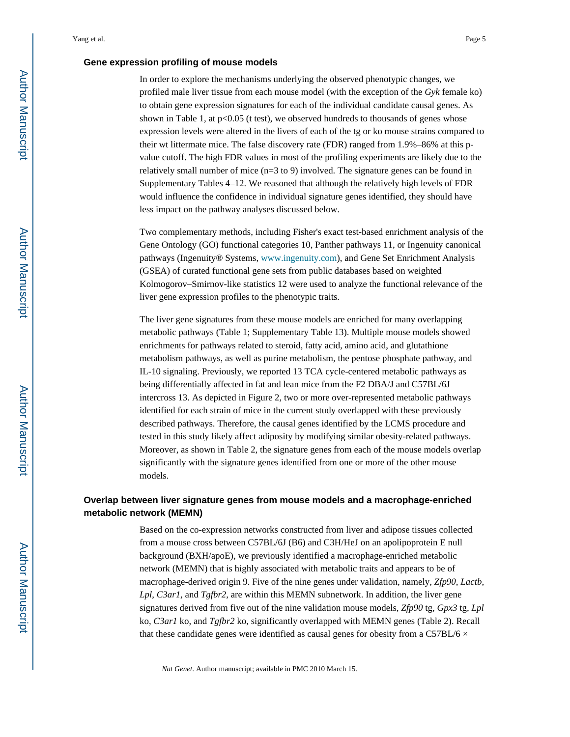### Gene expression profiling of mouse models

In order to explore the mechanisms underlying the observed phenotypic changes, we profiled male liver tissue from each mouse model (with the exception of the *Gyk* female ko) to obtain gene expression signatures for each of the individual candidate causal genes. As shown in Table 1, at $p<0.05$ (t test), we observed hundreds to thousands of genes whose expression levels were altered in the livers of each of the tg or ko mouse strains compared to their wt littermate mice. The false discovery rate (FDR) ranged from 1.9%–86% at this p-value cutoff. The high FDR values in most of the profiling experiments are likely due to the relatively small number of mice (n=3 to 9) involved. The signature genes can be found in Supplementary Tables 4–12. We reasoned that although the relatively high levels of FDR would influence the confidence in individual signature genes identified, they should have less impact on the pathway analyses discussed below.

Two complementary methods, including Fisher's exact test-based enrichment analysis of the Gene Ontology (GO) functional categories [10], Panther pathways [11], or Ingenuity canonical pathways (Ingenuity® Systems, www.ingenuity.com), and Gene Set Enrichment Analysis (GSEA) of curated functional gene sets from public databases based on weighted Kolmogorov–Smirnov-like statistics [12] were used to analyze the functional relevance of the liver gene expression profiles to the phenotypic traits.

The liver gene signatures from these mouse models are enriched for many overlapping metabolic pathways (Table 1; Supplementary Table 13). Multiple mouse models showed enrichments for pathways related to steroid, fatty acid, amino acid, and glutathione metabolism pathways, as well as purine metabolism, the pentose phosphate pathway, and IL-10 signaling. Previously, we reported 13 TCA cycle-centered metabolic pathways as being differentially affected in fat and lean mice from the F2 DBA/J and C57BL/6J intercross [13]. As depicted in Figure 2, two or more over-represented metabolic pathways identified for each strain of mice in the current study overlapped with these previously described pathways. Therefore, the causal genes identified by the LCMS procedure and tested in this study likely affect adiposity by modifying similar obesity-related pathways. Moreover, as shown in Table 2, the signature genes from each of the mouse models overlap significantly with the signature genes identified from one or more of the other mouse models.

### Overlap between liver signature genes from mouse models and a macrophage-enriched metabolic network (MEMN)

Based on the co-expression networks constructed from liver and adipose tissues collected from a mouse cross between C57BL/6J (B6) and C3H/HeJ on an apolipoprotein E null background (BXH/apoE), we previously identified a macrophage-enriched metabolic network (MEMN) that is highly associated with metabolic traits and appears to be of macrophage-derived origin [9]. Five of the nine genes under validation, namely, *Zfp90*, *Lactb*, *Lpl*, *C3ar1*, and *Tgfbr2*, are within this MEMN subnetwork. In addition, the liver gene signatures derived from five out of the nine validation mouse models, *Zfp90* tg, *Gpx3* tg, *Lpl* ko, *C3ar1* ko, and *Tgfbr2* ko, significantly overlapped with MEMN genes (Table 2). Recall that these candidate genes were identified as causal genes for obesity from a C57BL/6 ×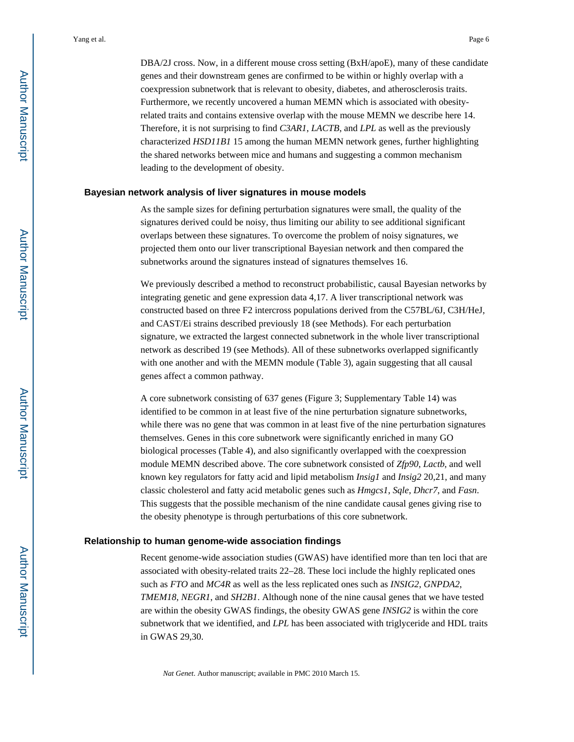DBA/2J cross. Now, in a different mouse cross setting (BxH/apoE), many of these candidate genes and their downstream genes are confirmed to be within or highly overlap with a coexpression subnetwork that is relevant to obesity, diabetes, and atherosclerosis traits. Furthermore, we recently uncovered a human MEMN which is associated with obesity-related traits and contains extensive overlap with the mouse MEMN we describe here [14]. Therefore, it is not surprising to find *C3AR1*, *LACTB*, and *LPL* as well as the previously characterized *HSD11B1* [15] among the human MEMN network genes, further highlighting the shared networks between mice and humans and suggesting a common mechanism leading to the development of obesity.

### Bayesian network analysis of liver signatures in mouse models

As the sample sizes for defining perturbation signatures were small, the quality of the signatures derived could be noisy, thus limiting our ability to see additional significant overlaps between these signatures. To overcome the problem of noisy signatures, we projected them onto our liver transcriptional Bayesian network and then compared the subnetworks around the signatures instead of signatures themselves [16].

We previously described a method to reconstruct probabilistic, causal Bayesian networks by integrating genetic and gene expression data [4,17]. A liver transcriptional network was constructed based on three F2 intercross populations derived from the C57BL/6J, C3H/HeJ, and CAST/Ei strains described previously [18] (see Methods). For each perturbation signature, we extracted the largest connected subnetwork in the whole liver transcriptional network as described [19] (see Methods). All of these subnetworks overlapped significantly with one another and with the MEMN module (Table 3), again suggesting that all causal genes affect a common pathway.

A core subnetwork consisting of 637 genes (Figure 3; Supplementary Table 14) was identified to be common in at least five of the nine perturbation signature subnetworks, while there was no gene that was common in at least five of the nine perturbation signatures themselves. Genes in this core subnetwork were significantly enriched in many GO biological processes (Table 4), and also significantly overlapped with the coexpression module MEMN described above. The core subnetwork consisted of *Zfp90*, *Lactb*, and well known key regulators for fatty acid and lipid metabolism *Insig1* and *Insig2* [20,21], and many classic cholesterol and fatty acid metabolic genes such as *Hmgcs1*, *Sqle*, *Dhcr7*, and *Fasn*. This suggests that the possible mechanism of the nine candidate causal genes giving rise to the obesity phenotype is through perturbations of this core subnetwork.

### Relationship to human genome-wide association findings

Recent genome-wide association studies (GWAS) have identified more than ten loci that are associated with obesity-related traits [22–28]. These loci include the highly replicated ones such as *FTO* and *MC4R* as well as the less replicated ones such as *INSIG2*, *GNPDA2*, *TMEM18*, *NEGR1*, and *SH2B1*. Although none of the nine causal genes that we have tested are within the obesity GWAS findings, the obesity GWAS gene *INSIG2* is within the core subnetwork that we identified, and *LPL* has been associated with triglyceride and HDL traits in GWAS [29,30].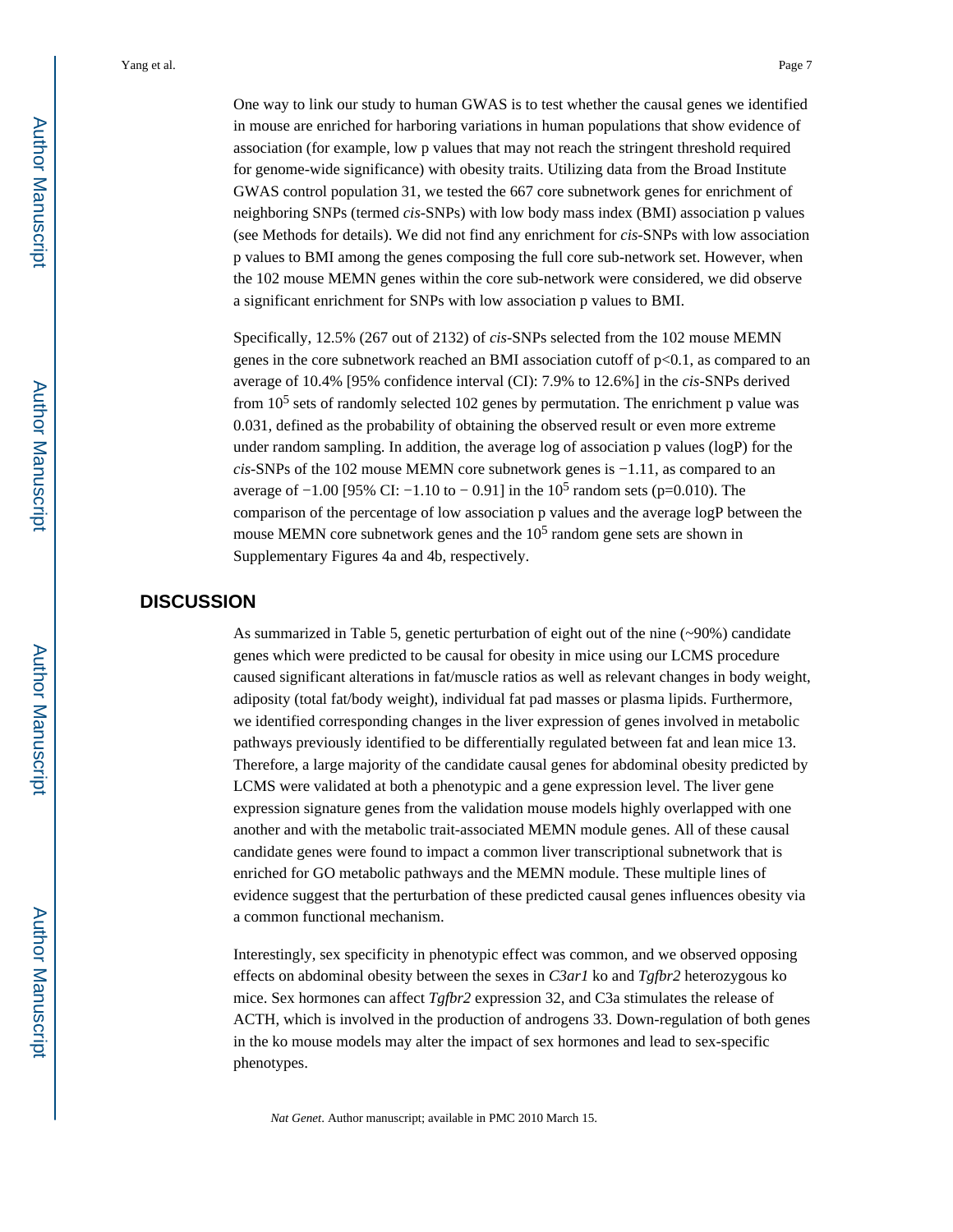One way to link our study to human GWAS is to test whether the causal genes we identified in mouse are enriched for harboring variations in human populations that show evidence of association (for example, low p values that may not reach the stringent threshold required for genome-wide significance) with obesity traits. Utilizing data from the Broad Institute GWAS control population 31, we tested the 667 core subnetwork genes for enrichment of neighboring SNPs (termed *cis*-SNPs) with low body mass index (BMI) association p values (see Methods for details). We did not find any enrichment for *cis*-SNPs with low association p values to BMI among the genes composing the full core sub-network set. However, when the 102 mouse MEMN genes within the core sub-network were considered, we did observe a significant enrichment for SNPs with low association p values to BMI.

Specifically, 12.5% (267 out of 2132) of *cis*-SNPs selected from the 102 mouse MEMN genes in the core subnetwork reached an BMI association cutoff of $p<0.1$, as compared to an average of 10.4% [95% confidence interval (CI): 7.9% to 12.6%] in the *cis*-SNPs derived from $10^5$ sets of randomly selected 102 genes by permutation. The enrichment p value was 0.031, defined as the probability of obtaining the observed result or even more extreme under random sampling. In addition, the average log of association p values (logP) for the *cis*-SNPs of the 102 mouse MEMN core subnetwork genes is −1.11, as compared to an average of −1.00 [95% CI: −1.10 to − 0.91] in the $10^5$ random sets (p=0.010). The comparison of the percentage of low association p values and the average logP between the mouse MEMN core subnetwork genes and the $10^5$ random gene sets are shown in Supplementary Figures 4a and 4b, respectively.

## DISCUSSION

As summarized in Table 5, genetic perturbation of eight out of the nine (~90%) candidate genes which were predicted to be causal for obesity in mice using our LCMS procedure caused significant alterations in fat/muscle ratios as well as relevant changes in body weight, adiposity (total fat/body weight), individual fat pad masses or plasma lipids. Furthermore, we identified corresponding changes in the liver expression of genes involved in metabolic pathways previously identified to be differentially regulated between fat and lean mice 13. Therefore, a large majority of the candidate causal genes for abdominal obesity predicted by LCMS were validated at both a phenotypic and a gene expression level. The liver gene expression signature genes from the validation mouse models highly overlapped with one another and with the metabolic trait-associated MEMN module genes. All of these causal candidate genes were found to impact a common liver transcriptional subnetwork that is enriched for GO metabolic pathways and the MEMN module. These multiple lines of evidence suggest that the perturbation of these predicted causal genes influences obesity via a common functional mechanism.

Interestingly, sex specificity in phenotypic effect was common, and we observed opposing effects on abdominal obesity between the sexes in *C3ar1* ko and *Tgfbr2* heterozygous ko mice. Sex hormones can affect *Tgfbr2* expression 32, and C3a stimulates the release of ACTH, which is involved in the production of androgens 33. Down-regulation of both genes in the ko mouse models may alter the impact of sex hormones and lead to sex-specific phenotypes.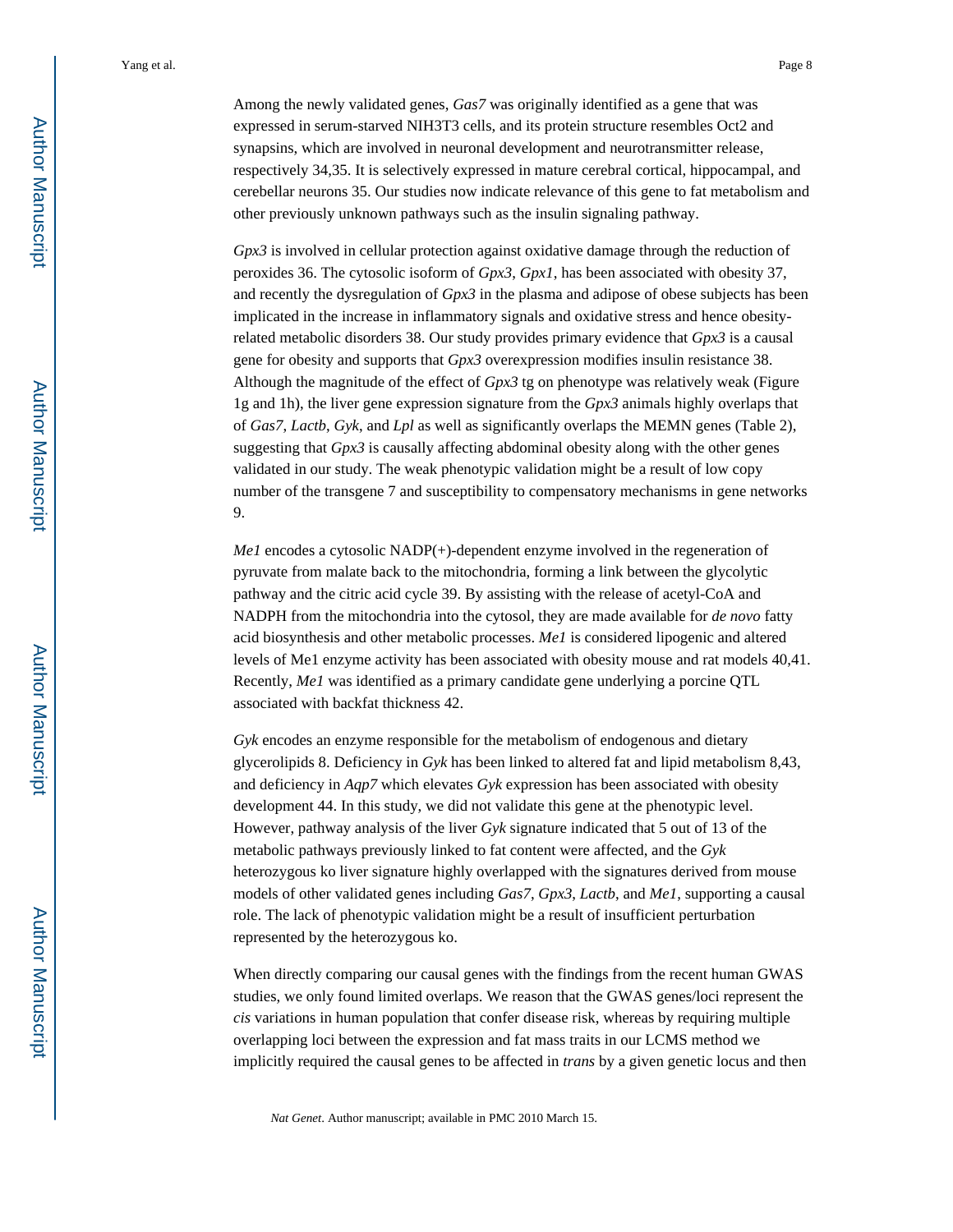Among the newly validated genes, *Gas7* was originally identified as a gene that was expressed in serum-starved NIH3T3 cells, and its protein structure resembles Oct2 and synapsins, which are involved in neuronal development and neurotransmitter release, respectively 34,35. It is selectively expressed in mature cerebral cortical, hippocampal, and cerebellar neurons 35. Our studies now indicate relevance of this gene to fat metabolism and other previously unknown pathways such as the insulin signaling pathway.

*Gpx3* is involved in cellular protection against oxidative damage through the reduction of peroxides 36. The cytosolic isoform of *Gpx3*, *Gpx1*, has been associated with obesity 37, and recently the dysregulation of *Gpx3* in the plasma and adipose of obese subjects has been implicated in the increase in inflammatory signals and oxidative stress and hence obesity-related metabolic disorders 38. Our study provides primary evidence that *Gpx3* is a causal gene for obesity and supports that *Gpx3* overexpression modifies insulin resistance 38. Although the magnitude of the effect of *Gpx3* tg on phenotype was relatively weak (Figure 1g and 1h), the liver gene expression signature from the *Gpx3* animals highly overlaps that of *Gas7*, *Lactb*, *Gyk*, and *Lpl* as well as significantly overlaps the MEMN genes (Table 2), suggesting that *Gpx3* is causally affecting abdominal obesity along with the other genes validated in our study. The weak phenotypic validation might be a result of low copy number of the transgene 7 and susceptibility to compensatory mechanisms in gene networks 9.

*Me1* encodes a cytosolic NADP(+)-dependent enzyme involved in the regeneration of pyruvate from malate back to the mitochondria, forming a link between the glycolytic pathway and the citric acid cycle 39. By assisting with the release of acetyl-CoA and NADPH from the mitochondria into the cytosol, they are made available for *de novo* fatty acid biosynthesis and other metabolic processes. *Me1* is considered lipogenic and altered levels of Me1 enzyme activity has been associated with obesity mouse and rat models 40,41. Recently, *Me1* was identified as a primary candidate gene underlying a porcine QTL associated with backfat thickness 42.

*Gyk* encodes an enzyme responsible for the metabolism of endogenous and dietary glycerolipids 8. Deficiency in *Gyk* has been linked to altered fat and lipid metabolism 8,43, and deficiency in *Aqp7* which elevates *Gyk* expression has been associated with obesity development 44. In this study, we did not validate this gene at the phenotypic level. However, pathway analysis of the liver *Gyk* signature indicated that 5 out of 13 of the metabolic pathways previously linked to fat content were affected, and the *Gyk* heterozygous ko liver signature highly overlapped with the signatures derived from mouse models of other validated genes including *Gas7*, *Gpx3*, *Lactb*, and *Me1*, supporting a causal role. The lack of phenotypic validation might be a result of insufficient perturbation represented by the heterozygous ko.

When directly comparing our causal genes with the findings from the recent human GWAS studies, we only found limited overlaps. We reason that the GWAS genes/loci represent the *cis* variations in human population that confer disease risk, whereas by requiring multiple overlapping loci between the expression and fat mass traits in our LCMS method we implicitly required the causal genes to be affected in *trans* by a given genetic locus and then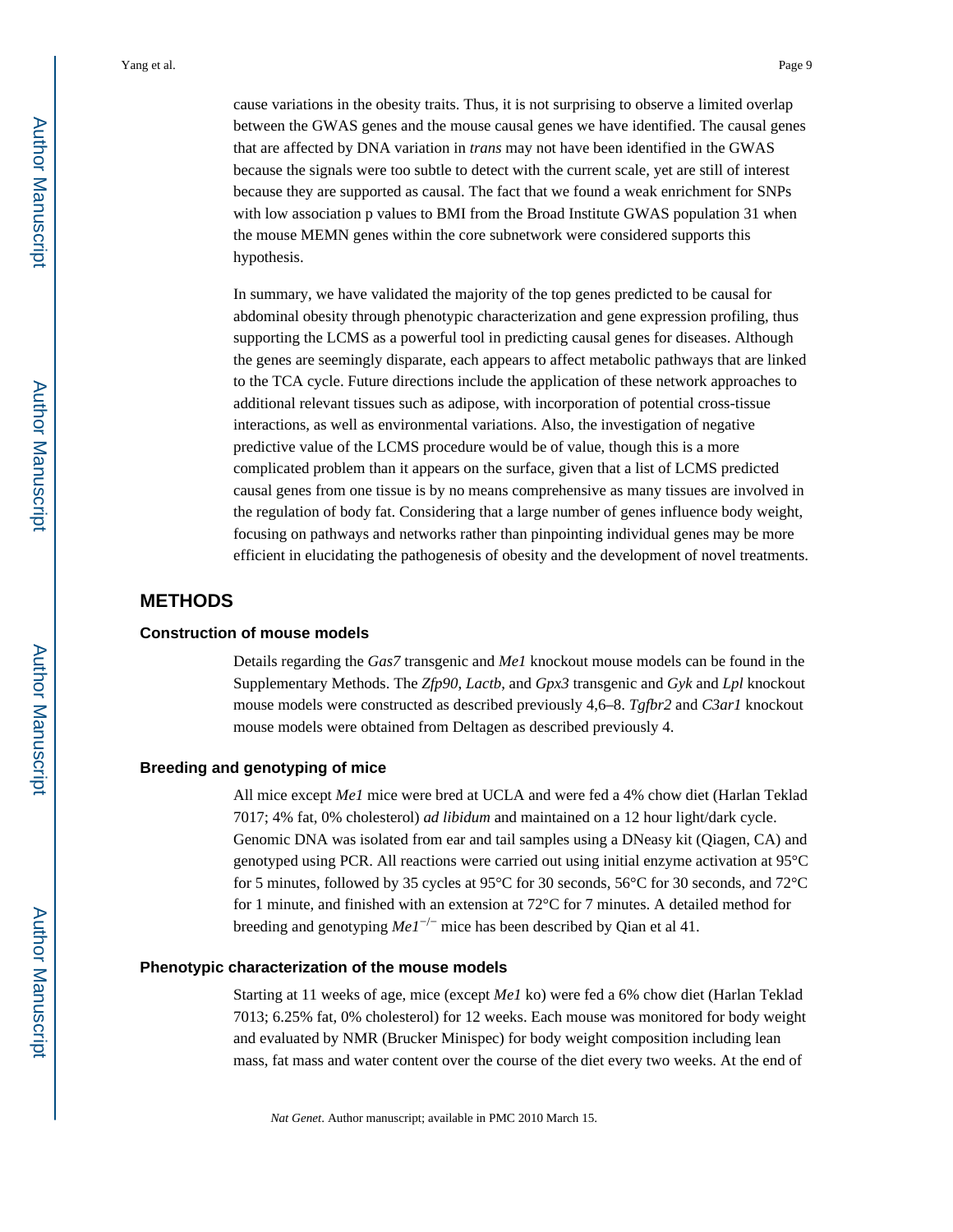cause variations in the obesity traits. Thus, it is not surprising to observe a limited overlap between the GWAS genes and the mouse causal genes we have identified. The causal genes that are affected by DNA variation in *trans* may not have been identified in the GWAS because the signals were too subtle to detect with the current scale, yet are still of interest because they are supported as causal. The fact that we found a weak enrichment for SNPs with low association p values to BMI from the Broad Institute GWAS population 31 when the mouse MEMN genes within the core subnetwork were considered supports this hypothesis.

In summary, we have validated the majority of the top genes predicted to be causal for abdominal obesity through phenotypic characterization and gene expression profiling, thus supporting the LCMS as a powerful tool in predicting causal genes for diseases. Although the genes are seemingly disparate, each appears to affect metabolic pathways that are linked to the TCA cycle. Future directions include the application of these network approaches to additional relevant tissues such as adipose, with incorporation of potential cross-tissue interactions, as well as environmental variations. Also, the investigation of negative predictive value of the LCMS procedure would be of value, though this is a more complicated problem than it appears on the surface, given that a list of LCMS predicted causal genes from one tissue is by no means comprehensive as many tissues are involved in the regulation of body fat. Considering that a large number of genes influence body weight, focusing on pathways and networks rather than pinpointing individual genes may be more efficient in elucidating the pathogenesis of obesity and the development of novel treatments.

# METHODS

## Construction of mouse models

Details regarding the *Gas7* transgenic and *Me1* knockout mouse models can be found in the Supplementary Methods. The *Zfp90*, *Lactb*, and *Gpx3* transgenic and *Gyk* and *Lpl* knockout mouse models were constructed as described previously 4,6–8. *Tgfbr2* and *C3ar1* knockout mouse models were obtained from Deltagen as described previously 4.

## Breeding and genotyping of mice

All mice except *Me1* mice were bred at UCLA and were fed a 4% chow diet (Harlan Teklad 7017; 4% fat, 0% cholesterol) *ad libidum* and maintained on a 12 hour light/dark cycle. Genomic DNA was isolated from ear and tail samples using a DNeasy kit (Qiagen, CA) and genotyped using PCR. All reactions were carried out using initial enzyme activation at 95°C for 5 minutes, followed by 35 cycles at 95°C for 30 seconds, 56°C for 30 seconds, and 72°C for 1 minute, and finished with an extension at 72°C for 7 minutes. A detailed method for breeding and genotyping *Me1*$^{-/-}$ mice has been described by Qian et al 41.

## Phenotypic characterization of the mouse models

Starting at 11 weeks of age, mice (except *Me1* ko) were fed a 6% chow diet (Harlan Teklad 7013; 6.25% fat, 0% cholesterol) for 12 weeks. Each mouse was monitored for body weight and evaluated by NMR (Brucker Minispec) for body weight composition including lean mass, fat mass and water content over the course of the diet every two weeks. At the end of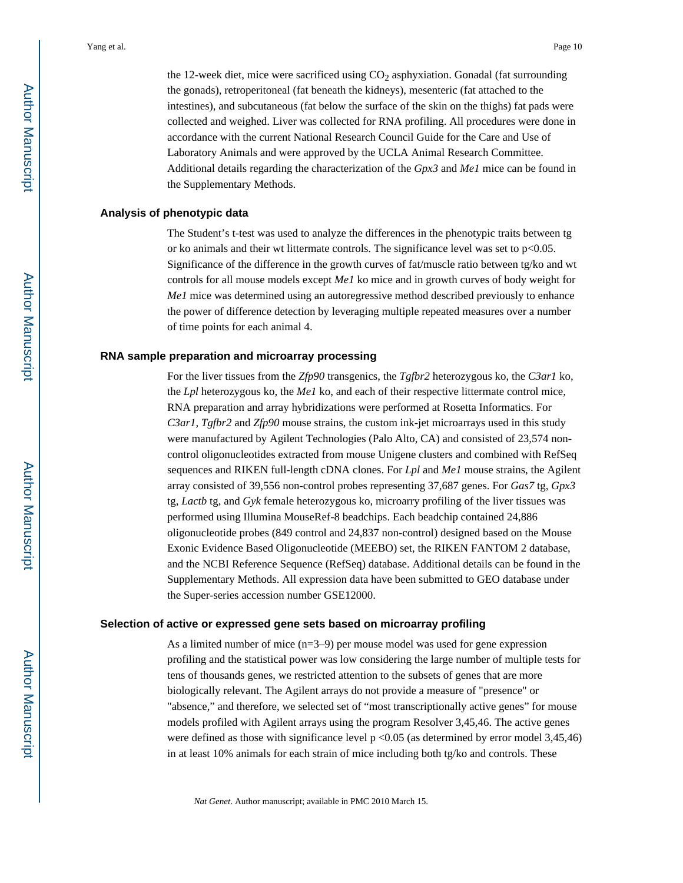the 12-week diet, mice were sacrificed using $CO_2$ asphyxiation. Gonadal (fat surrounding the gonads), retroperitoneal (fat beneath the kidneys), mesenteric (fat attached to the intestines), and subcutaneous (fat below the surface of the skin on the thighs) fat pads were collected and weighed. Liver was collected for RNA profiling. All procedures were done in accordance with the current National Research Council Guide for the Care and Use of Laboratory Animals and were approved by the UCLA Animal Research Committee. Additional details regarding the characterization of the *Gpx3* and *Me1* mice can be found in the Supplementary Methods.

### Analysis of phenotypic data

The Student's t-test was used to analyze the differences in the phenotypic traits between tg or ko animals and their wt littermate controls. The significance level was set to $p<0.05$. Significance of the difference in the growth curves of fat/muscle ratio between tg/ko and wt controls for all mouse models except *Me1* ko mice and in growth curves of body weight for *Me1* mice was determined using an autoregressive method described previously to enhance the power of difference detection by leveraging multiple repeated measures over a number of time points for each animal 4.

### RNA sample preparation and microarray processing

For the liver tissues from the *Zfp90* transgenics, the *Tgfbr2* heterozygous ko, the *C3ar1* ko, the *Lpl* heterozygous ko, the *Me1* ko, and each of their respective littermate control mice, RNA preparation and array hybridizations were performed at Rosetta Informatics. For *C3ar1*, *Tgfbr2* and *Zfp90* mouse strains, the custom ink-jet microarrays used in this study were manufactured by Agilent Technologies (Palo Alto, CA) and consisted of 23,574 non-control oligonucleotides extracted from mouse Unigene clusters and combined with RefSeq sequences and RIKEN full-length cDNA clones. For *Lpl* and *Me1* mouse strains, the Agilent array consisted of 39,556 non-control probes representing 37,687 genes. For *Gas7* tg, *Gpx3* tg, *Lactb* tg, and *Gyk* female heterozygous ko, microarry profiling of the liver tissues was performed using Illumina MouseRef-8 beadchips. Each beadchip contained 24,886 oligonucleotide probes (849 control and 24,837 non-control) designed based on the Mouse Exonic Evidence Based Oligonucleotide (MEEBO) set, the RIKEN FANTOM 2 database, and the NCBI Reference Sequence (RefSeq) database. Additional details can be found in the Supplementary Methods. All expression data have been submitted to GEO database under the Super-series accession number GSE12000.

### Selection of active or expressed gene sets based on microarray profiling

As a limited number of mice (n=3–9) per mouse model was used for gene expression profiling and the statistical power was low considering the large number of multiple tests for tens of thousands genes, we restricted attention to the subsets of genes that are more biologically relevant. The Agilent arrays do not provide a measure of "presence" or "absence," and therefore, we selected set of "most transcriptionally active genes" for mouse models profiled with Agilent arrays using the program Resolver 3,45,46. The active genes were defined as those with significance level $p<0.05$ (as determined by error model 3,45,46) in at least 10% animals for each strain of mice including both tg/ko and controls. These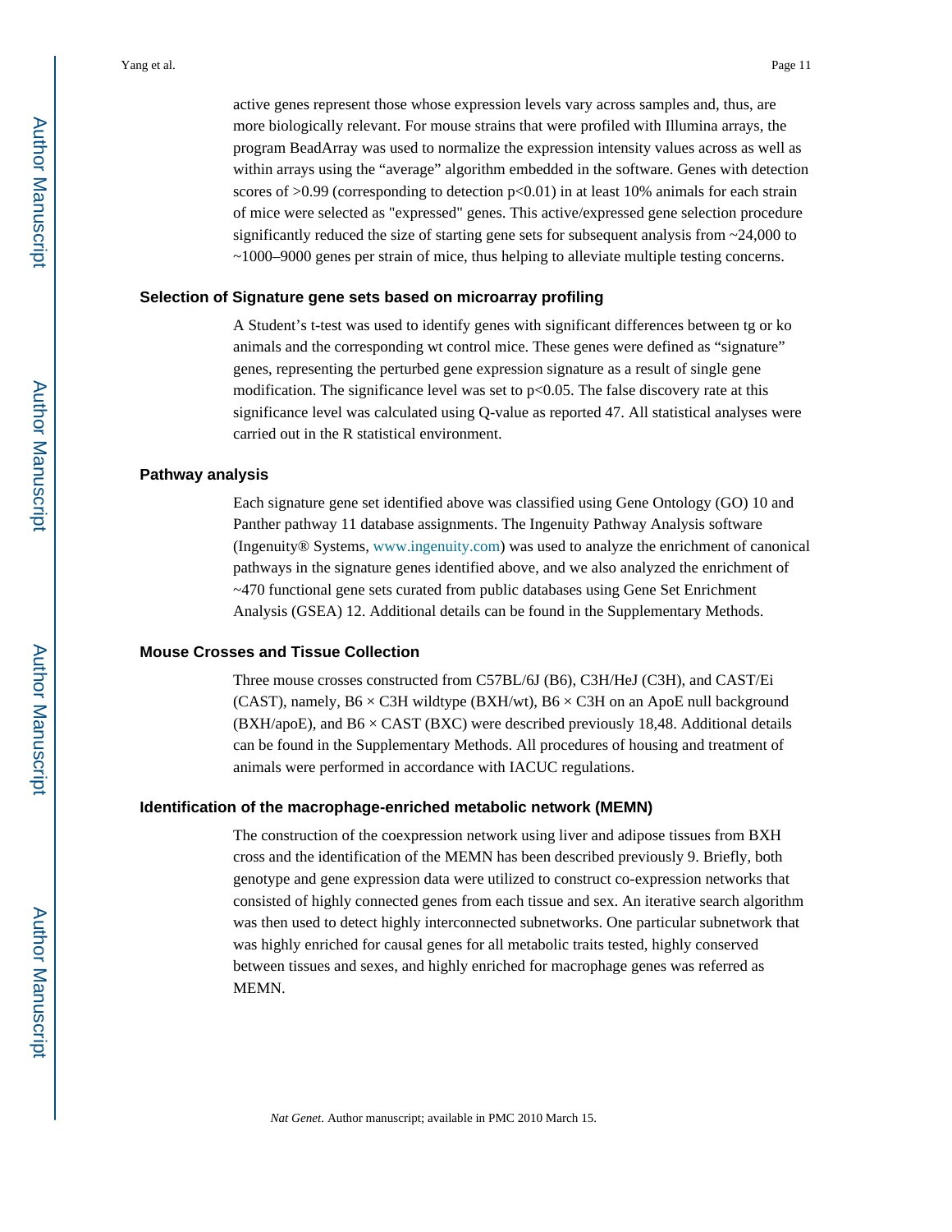active genes represent those whose expression levels vary across samples and, thus, are more biologically relevant. For mouse strains that were profiled with Illumina arrays, the program BeadArray was used to normalize the expression intensity values across as well as within arrays using the “average” algorithm embedded in the software. Genes with detection scores of >0.99 (corresponding to detection $p<0.01$) in at least 10% animals for each strain of mice were selected as "expressed" genes. This active/expressed gene selection procedure significantly reduced the size of starting gene sets for subsequent analysis from ~24,000 to ~1000–9000 genes per strain of mice, thus helping to alleviate multiple testing concerns.

### Selection of Signature gene sets based on microarray profiling

A Student’s t-test was used to identify genes with significant differences between tg or ko animals and the corresponding wt control mice. These genes were defined as “signature” genes, representing the perturbed gene expression signature as a result of single gene modification. The significance level was set to $p<0.05$. The false discovery rate at this significance level was calculated using Q-value as reported 47. All statistical analyses were carried out in the R statistical environment.

### Pathway analysis

Each signature gene set identified above was classified using Gene Ontology (GO) 10 and Panther pathway 11 database assignments. The Ingenuity Pathway Analysis software (Ingenuity® Systems, www.ingenuity.com) was used to analyze the enrichment of canonical pathways in the signature genes identified above, and we also analyzed the enrichment of ~470 functional gene sets curated from public databases using Gene Set Enrichment Analysis (GSEA) 12. Additional details can be found in the Supplementary Methods.

### Mouse Crosses and Tissue Collection

Three mouse crosses constructed from C57BL/6J (B6), C3H/HeJ (C3H), and CAST/Ei (CAST), namely, B6 × C3H wildtype (BXH/wt), B6 × C3H on an ApoE null background (BXH/apoE), and B6 × CAST (BXC) were described previously 18,48. Additional details can be found in the Supplementary Methods. All procedures of housing and treatment of animals were performed in accordance with IACUC regulations.

### Identification of the macrophage-enriched metabolic network (MEMN)

The construction of the coexpression network using liver and adipose tissues from BXH cross and the identification of the MEMN has been described previously 9. Briefly, both genotype and gene expression data were utilized to construct co-expression networks that consisted of highly connected genes from each tissue and sex. An iterative search algorithm was then used to detect highly interconnected subnetworks. One particular subnetwork that was highly enriched for causal genes for all metabolic traits tested, highly conserved between tissues and sexes, and highly enriched for macrophage genes was referred as MEMN.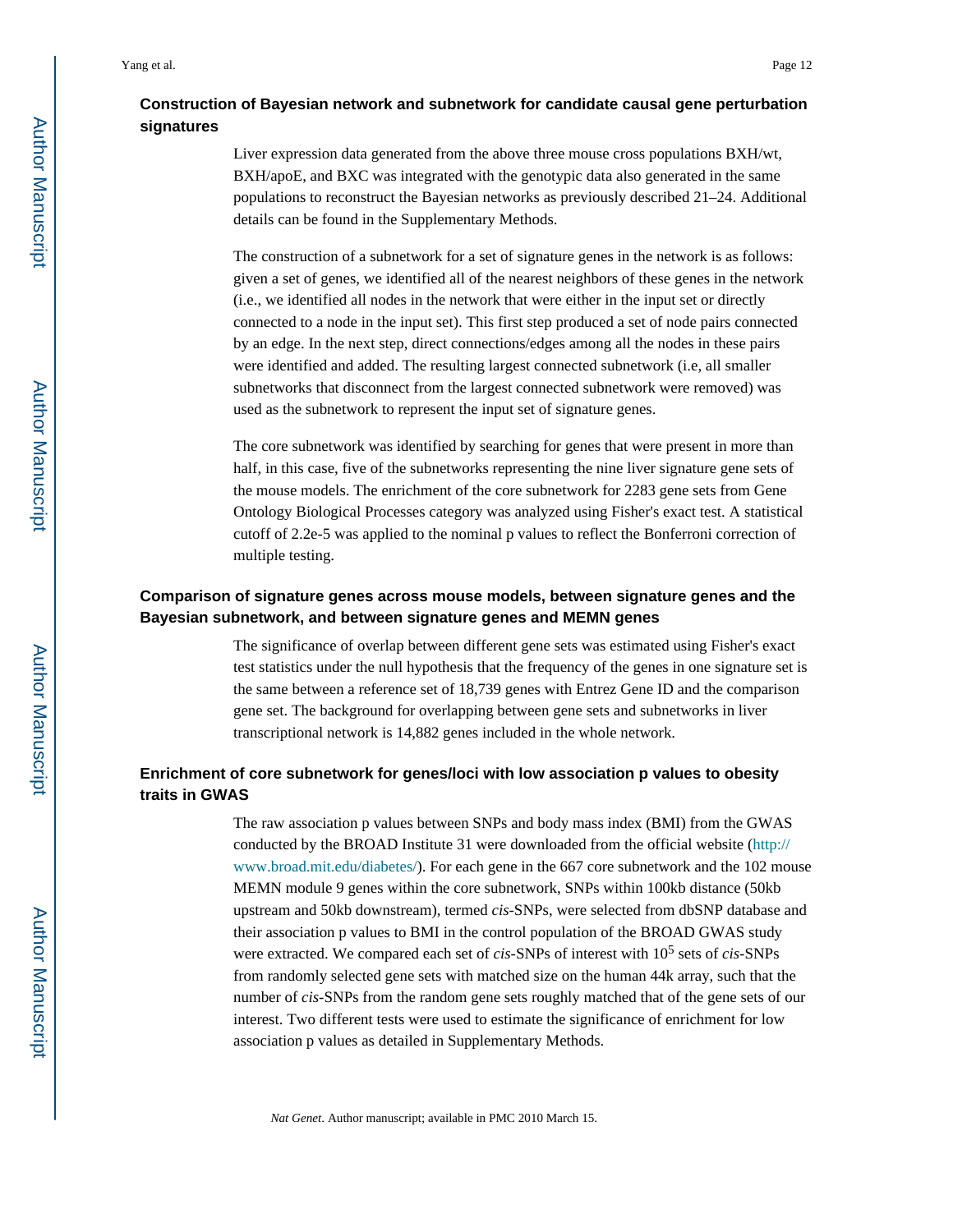### Construction of Bayesian network and subnetwork for candidate causal gene perturbation signatures

Liver expression data generated from the above three mouse cross populations BXH/wt, BXH/apoE, and BXC was integrated with the genotypic data also generated in the same populations to reconstruct the Bayesian networks as previously described 21–24. Additional details can be found in the Supplementary Methods.

The construction of a subnetwork for a set of signature genes in the network is as follows: given a set of genes, we identified all of the nearest neighbors of these genes in the network (i.e., we identified all nodes in the network that were either in the input set or directly connected to a node in the input set). This first step produced a set of node pairs connected by an edge. In the next step, direct connections/edges among all the nodes in these pairs were identified and added. The resulting largest connected subnetwork (i.e, all smaller subnetworks that disconnect from the largest connected subnetwork were removed) was used as the subnetwork to represent the input set of signature genes.

The core subnetwork was identified by searching for genes that were present in more than half, in this case, five of the subnetworks representing the nine liver signature gene sets of the mouse models. The enrichment of the core subnetwork for 2283 gene sets from Gene Ontology Biological Processes category was analyzed using Fisher's exact test. A statistical cutoff of 2.2e-5 was applied to the nominal p values to reflect the Bonferroni correction of multiple testing.

### Comparison of signature genes across mouse models, between signature genes and the Bayesian subnetwork, and between signature genes and MEMN genes

The significance of overlap between different gene sets was estimated using Fisher's exact test statistics under the null hypothesis that the frequency of the genes in one signature set is the same between a reference set of 18,739 genes with Entrez Gene ID and the comparison gene set. The background for overlapping between gene sets and subnetworks in liver transcriptional network is 14,882 genes included in the whole network.

### Enrichment of core subnetwork for genes/loci with low association p values to obesity traits in GWAS

The raw association p values between SNPs and body mass index (BMI) from the GWAS conducted by the BROAD Institute 31 were downloaded from the official website (http://www.broad.mit.edu/diabetes/). For each gene in the 667 core subnetwork and the 102 mouse MEMN module 9 genes within the core subnetwork, SNPs within 100kb distance (50kb upstream and 50kb downstream), termed *cis*-SNPs, were selected from dbSNP database and their association p values to BMI in the control population of the BROAD GWAS study were extracted. We compared each set of *cis*-SNPs of interest with $10^5$ sets of *cis*-SNPs from randomly selected gene sets with matched size on the human 44k array, such that the number of *cis*-SNPs from the random gene sets roughly matched that of the gene sets of our interest. Two different tests were used to estimate the significance of enrichment for low association p values as detailed in Supplementary Methods.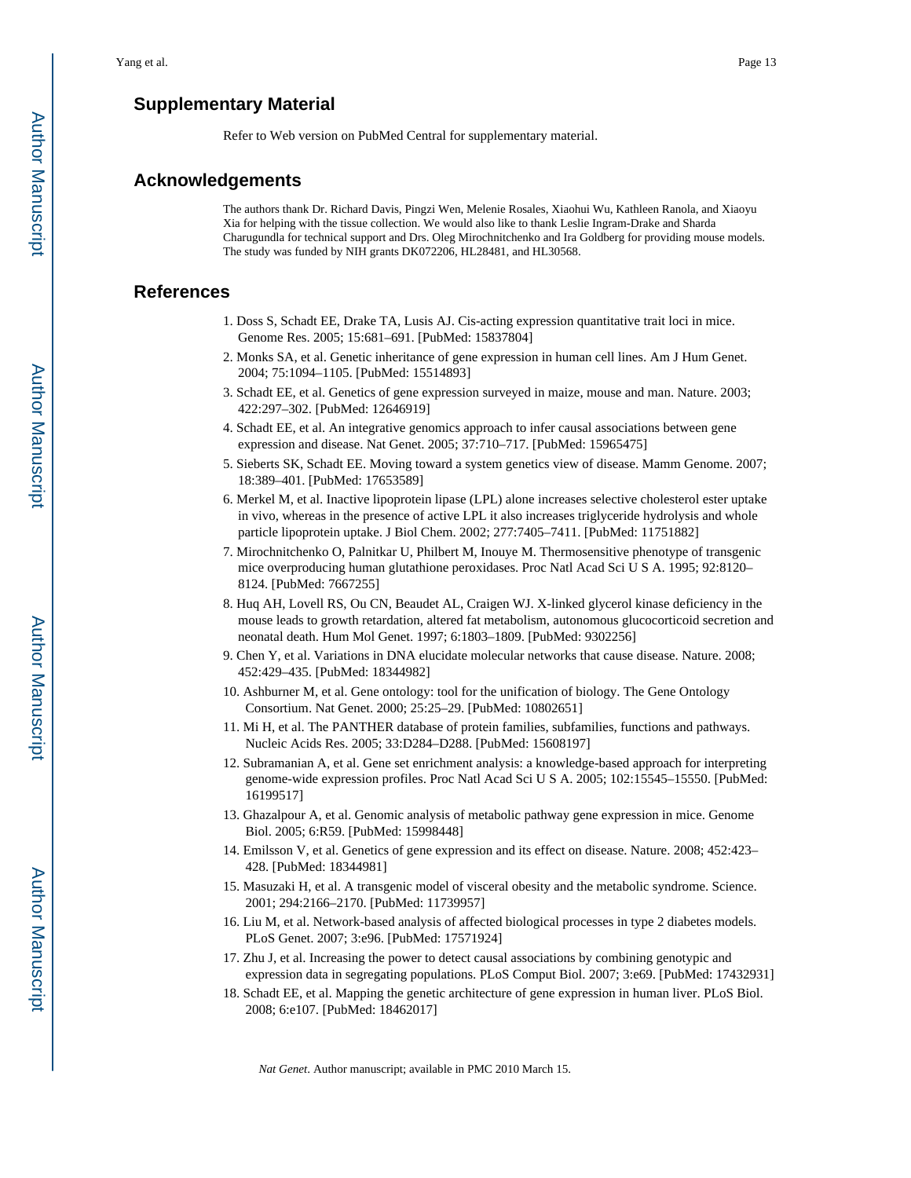## Supplementary Material

Refer to Web version on PubMed Central for supplementary material.

## Acknowledgements

The authors thank Dr. Richard Davis, Pingzi Wen, Melenie Rosales, Xiaohui Wu, Kathleen Ranola, and Xiaoyu Xia for helping with the tissue collection. We would also like to thank Leslie Ingram-Drake and Sharda Charugundla for technical support and Drs. Oleg Mirochnitchenko and Ira Goldberg for providing mouse models. The study was funded by NIH grants DK072206, HL28481, and HL30568.

## References

1. Doss S, Schadt EE, Drake TA, Lusis AJ. Cis-acting expression quantitative trait loci in mice. Genome Res. 2005; 15:681–691. [PubMed: 15837804]
2. Monks SA, et al. Genetic inheritance of gene expression in human cell lines. Am J Hum Genet. 2004; 75:1094–1105. [PubMed: 15514893]
3. Schadt EE, et al. Genetics of gene expression surveyed in maize, mouse and man. Nature. 2003; 422:297–302. [PubMed: 12646919]
4. Schadt EE, et al. An integrative genomics approach to infer causal associations between gene expression and disease. Nat Genet. 2005; 37:710–717. [PubMed: 15965475]
5. Sieberts SK, Schadt EE. Moving toward a system genetics view of disease. Mamm Genome. 2007; 18:389–401. [PubMed: 17653589]
6. Merkel M, et al. Inactive lipoprotein lipase (LPL) alone increases selective cholesterol ester uptake in vivo, whereas in the presence of active LPL it also increases triglyceride hydrolysis and whole particle lipoprotein uptake. J Biol Chem. 2002; 277:7405–7411. [PubMed: 11751882]
7. Mirochnitchenko O, Palnitkar U, Philbert M, Inouye M. Thermosensitive phenotype of transgenic mice overproducing human glutathione peroxidases. Proc Natl Acad Sci U S A. 1995; 92:8120–8124. [PubMed: 7667255]
8. Huq AH, Lovell RS, Ou CN, Beaudet AL, Craigen WJ. X-linked glycerol kinase deficiency in the mouse leads to growth retardation, altered fat metabolism, autonomous glucocorticoid secretion and neonatal death. Hum Mol Genet. 1997; 6:1803–1809. [PubMed: 9302256]
9. Chen Y, et al. Variations in DNA elucidate molecular networks that cause disease. Nature. 2008; 452:429–435. [PubMed: 18344982]
10. Ashburner M, et al. Gene ontology: tool for the unification of biology. The Gene Ontology Consortium. Nat Genet. 2000; 25:25–29. [PubMed: 10802651]
11. Mi H, et al. The PANTHER database of protein families, subfamilies, functions and pathways. Nucleic Acids Res. 2005; 33:D284–D288. [PubMed: 15608197]
12. Subramanian A, et al. Gene set enrichment analysis: a knowledge-based approach for interpreting genome-wide expression profiles. Proc Natl Acad Sci U S A. 2005; 102:15545–15550. [PubMed: 16199517]
13. Ghazalpour A, et al. Genomic analysis of metabolic pathway gene expression in mice. Genome Biol. 2005; 6:R59. [PubMed: 15998448]
14. Emilsson V, et al. Genetics of gene expression and its effect on disease. Nature. 2008; 452:423–428. [PubMed: 18344981]
15. Masuzaki H, et al. A transgenic model of visceral obesity and the metabolic syndrome. Science. 2001; 294:2166–2170. [PubMed: 11739957]
16. Liu M, et al. Network-based analysis of affected biological processes in type 2 diabetes models. PLoS Genet. 2007; 3:e96. [PubMed: 17571924]
17. Zhu J, et al. Increasing the power to detect causal associations by combining genotypic and expression data in segregating populations. PLoS Comput Biol. 2007; 3:e69. [PubMed: 17432931]
18. Schadt EE, et al. Mapping the genetic architecture of gene expression in human liver. PLoS Biol. 2008; 6:e107. [PubMed: 18462017]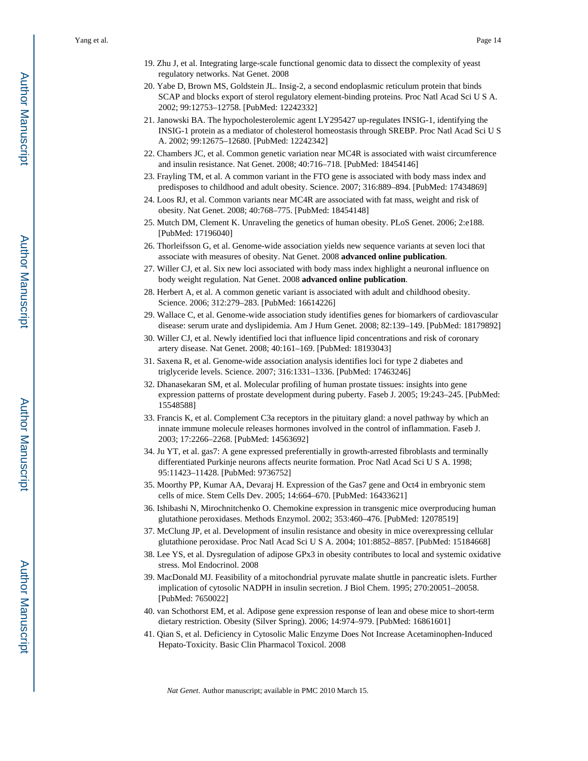19. Zhu J, et al. Integrating large-scale functional genomic data to dissect the complexity of yeast regulatory networks. Nat Genet. 2008
20. Yabe D, Brown MS, Goldstein JL. Insig-2, a second endoplasmic reticulum protein that binds SCAP and blocks export of sterol regulatory element-binding proteins. Proc Natl Acad Sci U S A. 2002; 99:12753–12758. [PubMed: 12242332]
21. Janowski BA. The hypocholesterolemic agent LY295427 up-regulates INSIG-1, identifying the INSIG-1 protein as a mediator of cholesterol homeostasis through SREBP. Proc Natl Acad Sci U S A. 2002; 99:12675–12680. [PubMed: 12242342]
22. Chambers JC, et al. Common genetic variation near MC4R is associated with waist circumference and insulin resistance. Nat Genet. 2008; 40:716–718. [PubMed: 18454146]
23. Frayling TM, et al. A common variant in the FTO gene is associated with body mass index and predisposes to childhood and adult obesity. Science. 2007; 316:889–894. [PubMed: 17434869]
24. Loos RJ, et al. Common variants near MC4R are associated with fat mass, weight and risk of obesity. Nat Genet. 2008; 40:768–775. [PubMed: 18454148]
25. Mutch DM, Clement K. Unraveling the genetics of human obesity. PLoS Genet. 2006; 2:e188. [PubMed: 17196040]
26. Thorleifsson G, et al. Genome-wide association yields new sequence variants at seven loci that associate with measures of obesity. Nat Genet. 2008 **advanced online publication**.
27. Willer CJ, et al. Six new loci associated with body mass index highlight a neuronal influence on body weight regulation. Nat Genet. 2008 **advanced online publication**.
28. Herbert A, et al. A common genetic variant is associated with adult and childhood obesity. Science. 2006; 312:279–283. [PubMed: 16614226]
29. Wallace C, et al. Genome-wide association study identifies genes for biomarkers of cardiovascular disease: serum urate and dyslipidemia. Am J Hum Genet. 2008; 82:139–149. [PubMed: 18179892]
30. Willer CJ, et al. Newly identified loci that influence lipid concentrations and risk of coronary artery disease. Nat Genet. 2008; 40:161–169. [PubMed: 18193043]
31. Saxena R, et al. Genome-wide association analysis identifies loci for type 2 diabetes and triglyceride levels. Science. 2007; 316:1331–1336. [PubMed: 17463246]
32. Dhanasekaran SM, et al. Molecular profiling of human prostate tissues: insights into gene expression patterns of prostate development during puberty. Faseb J. 2005; 19:243–245. [PubMed: 15548588]
33. Francis K, et al. Complement C3a receptors in the pituitary gland: a novel pathway by which an innate immune molecule releases hormones involved in the control of inflammation. Faseb J. 2003; 17:2266–2268. [PubMed: 14563692]
34. Ju YT, et al. gas7: A gene expressed preferentially in growth-arrested fibroblasts and terminally differentiated Purkinje neurons affects neurite formation. Proc Natl Acad Sci U S A. 1998; 95:11423–11428. [PubMed: 9736752]
35. Moorthy PP, Kumar AA, Devaraj H. Expression of the Gas7 gene and Oct4 in embryonic stem cells of mice. Stem Cells Dev. 2005; 14:664–670. [PubMed: 16433621]
36. Ishibashi N, Mirochnitchenko O. Chemokine expression in transgenic mice overproducing human glutathione peroxidases. Methods Enzymol. 2002; 353:460–476. [PubMed: 12078519]
37. McClung JP, et al. Development of insulin resistance and obesity in mice overexpressing cellular glutathione peroxidase. Proc Natl Acad Sci U S A. 2004; 101:8852–8857. [PubMed: 15184668]
38. Lee YS, et al. Dysregulation of adipose GPx3 in obesity contributes to local and systemic oxidative stress. Mol Endocrinol. 2008
39. MacDonald MJ. Feasibility of a mitochondrial pyruvate malate shuttle in pancreatic islets. Further implication of cytosolic NADPH in insulin secretion. J Biol Chem. 1995; 270:20051–20058. [PubMed: 7650022]
40. van Schothorst EM, et al. Adipose gene expression response of lean and obese mice to short-term dietary restriction. Obesity (Silver Spring). 2006; 14:974–979. [PubMed: 16861601]
41. Qian S, et al. Deficiency in Cytosolic Malic Enzyme Does Not Increase Acetaminophen-Induced Hepato-Toxicity. Basic Clin Pharmacol Toxicol. 2008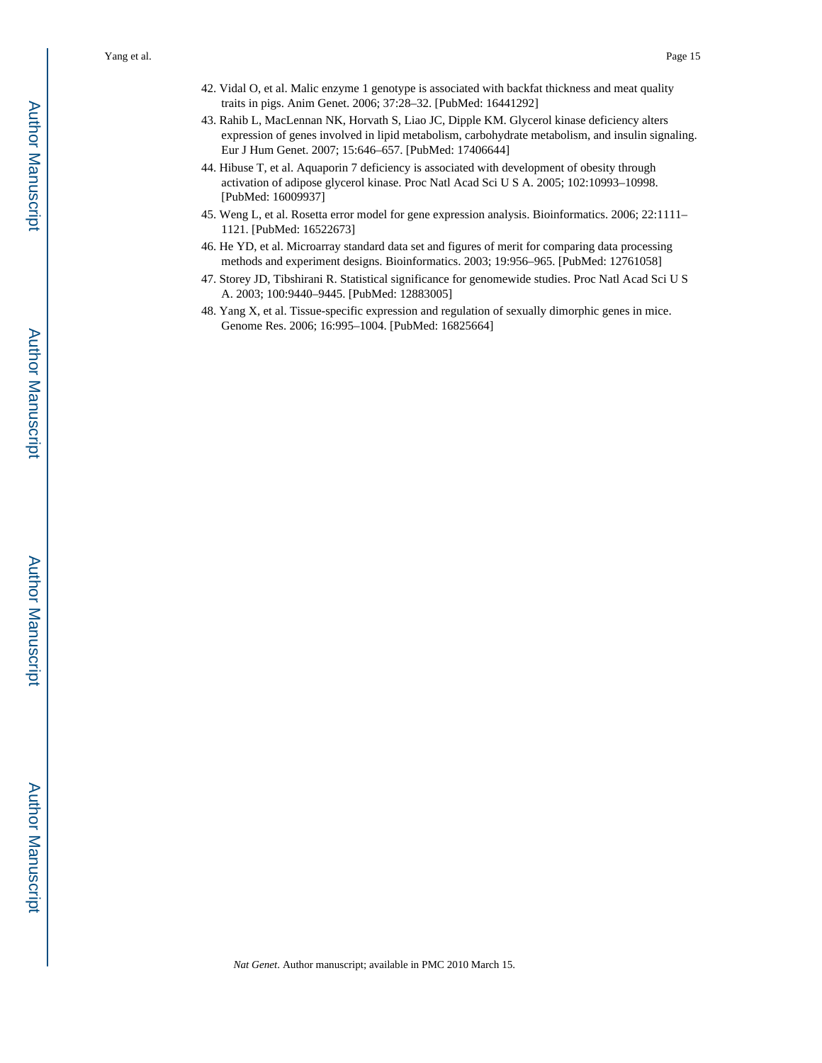42. Vidal O, et al. Malic enzyme 1 genotype is associated with backfat thickness and meat quality traits in pigs. Anim Genet. 2006; 37:28–32. [PubMed: 16441292]
43. Rahib L, MacLennan NK, Horvath S, Liao JC, Dipple KM. Glycerol kinase deficiency alters expression of genes involved in lipid metabolism, carbohydrate metabolism, and insulin signaling. Eur J Hum Genet. 2007; 15:646–657. [PubMed: 17406644]
44. Hibuse T, et al. Aquaporin 7 deficiency is associated with development of obesity through activation of adipose glycerol kinase. Proc Natl Acad Sci U S A. 2005; 102:10993–10998. [PubMed: 16009937]
45. Weng L, et al. Rosetta error model for gene expression analysis. Bioinformatics. 2006; 22:1111–1121. [PubMed: 16522673]
46. He YD, et al. Microarray standard data set and figures of merit for comparing data processing methods and experiment designs. Bioinformatics. 2003; 19:956–965. [PubMed: 12761058]
47. Storey JD, Tibshirani R. Statistical significance for genomewide studies. Proc Natl Acad Sci U S A. 2003; 100:9440–9445. [PubMed: 12883005]
48. Yang X, et al. Tissue-specific expression and regulation of sexually dimorphic genes in mice. Genome Res. 2006; 16:995–1004. [PubMed: 16825664]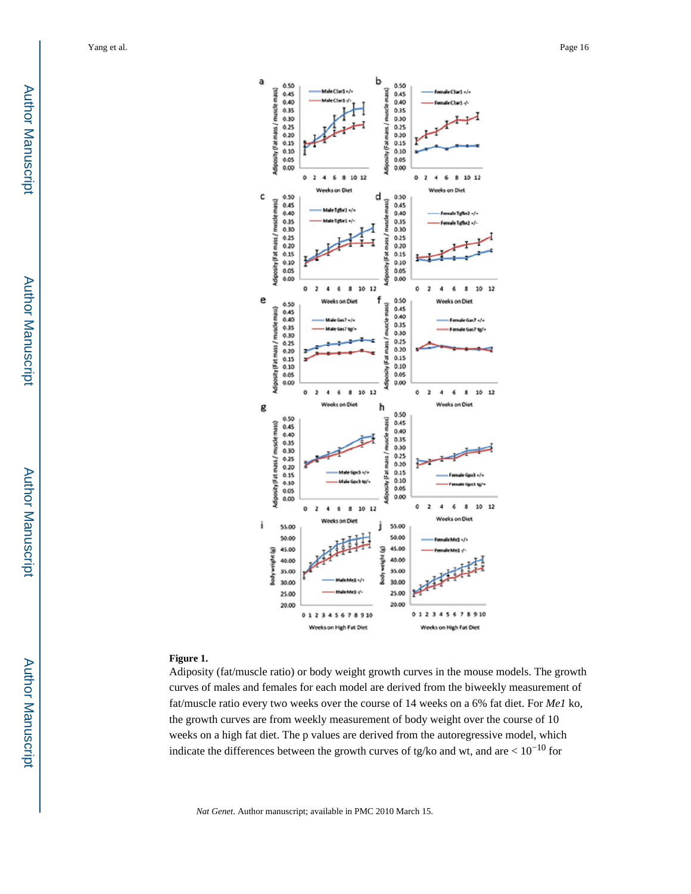**Figure 1.**

Adiposity (fat/muscle ratio) or body weight growth curves in the mouse models. The growth curves of males and females for each model are derived from the biweekly measurement of fat/muscle ratio every two weeks over the course of 14 weeks on a 6% fat diet. For *Me1* ko, the growth curves are from weekly measurement of body weight over the course of 10 weeks on a high fat diet. The p values are derived from the autoregressive model, which indicate the differences between the growth curves of tg/ko and wt, and are $< 10^{-10}$ for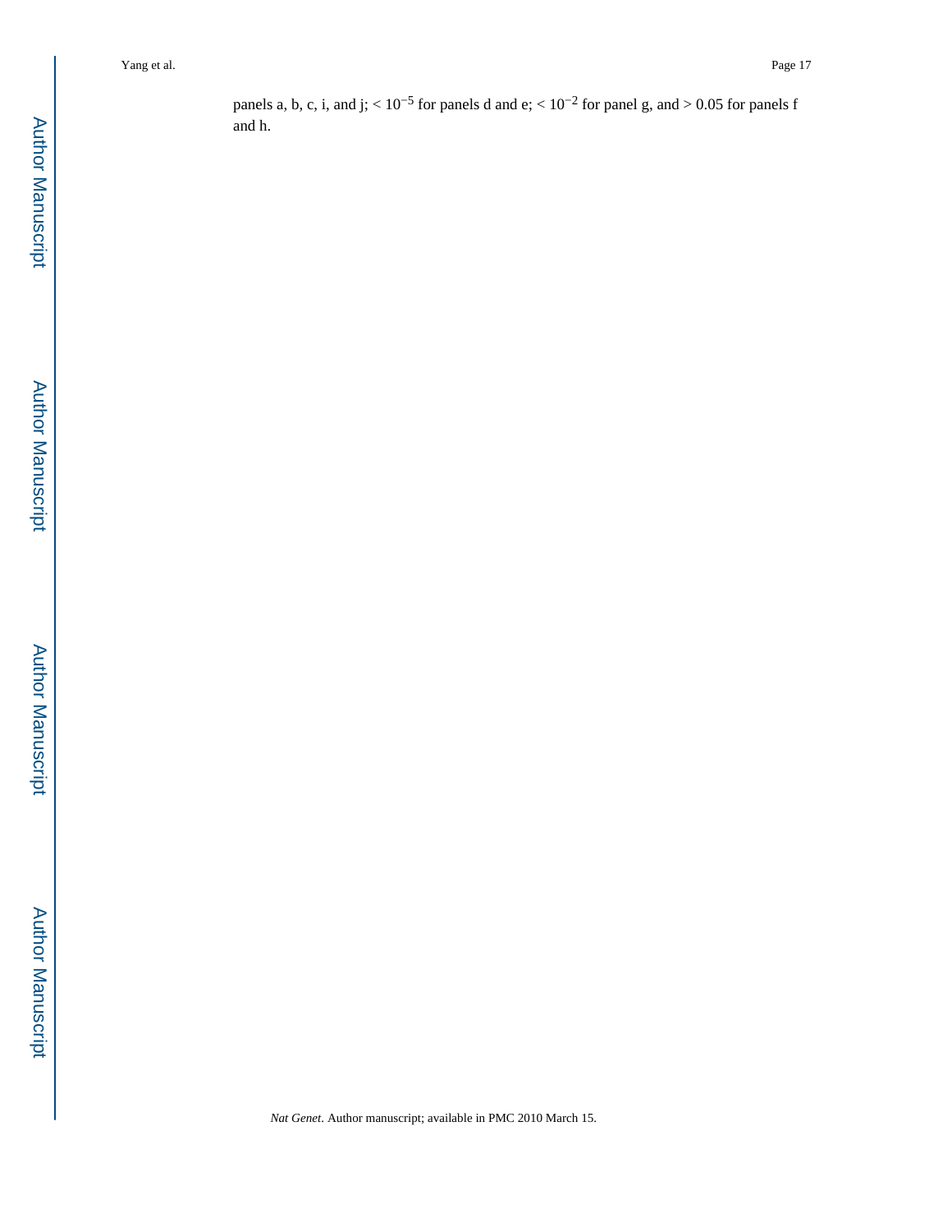panels a, b, c, i, and j; $< 10^{-5}$ for panels d and e; $< 10^{-2}$ for panel g, and $> 0.05$ for panels f and h.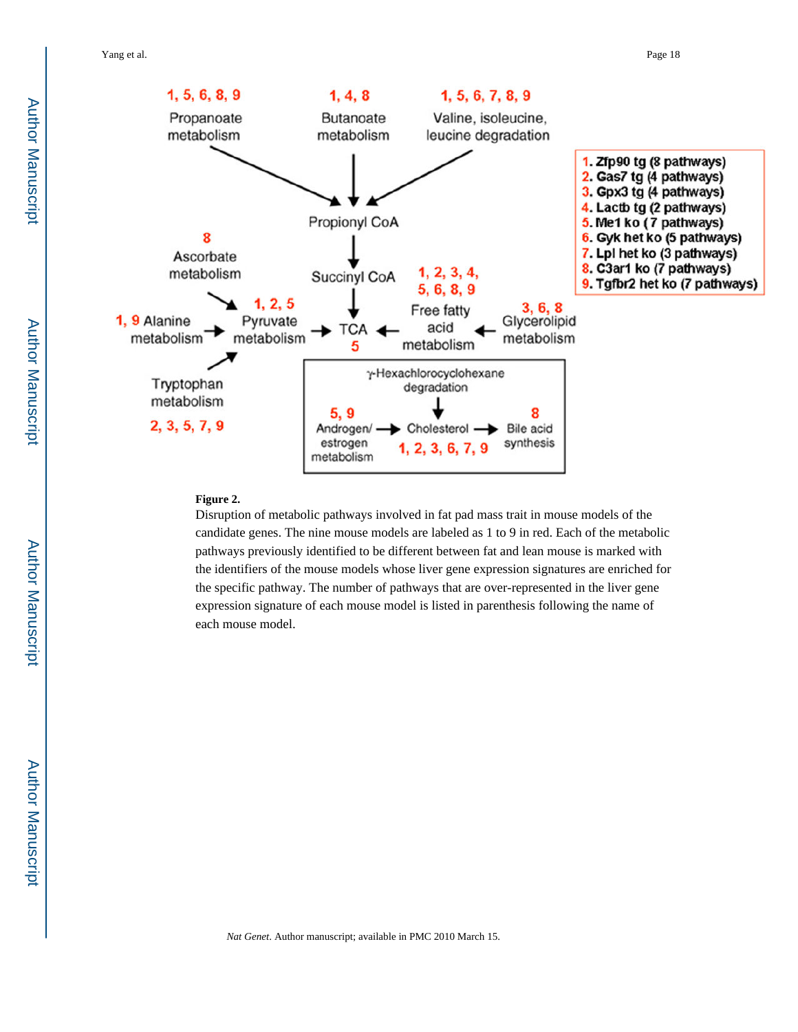**Figure 2.**

Disruption of metabolic pathways involved in fat pad mass trait in mouse models of the candidate genes. The nine mouse models are labeled as 1 to 9 in red. Each of the metabolic pathways previously identified to be different between fat and lean mouse is marked with the identifiers of the mouse models whose liver gene expression signatures are enriched for the specific pathway. The number of pathways that are over-represented in the liver gene expression signature of each mouse model is listed in parenthesis following the name of each mouse model.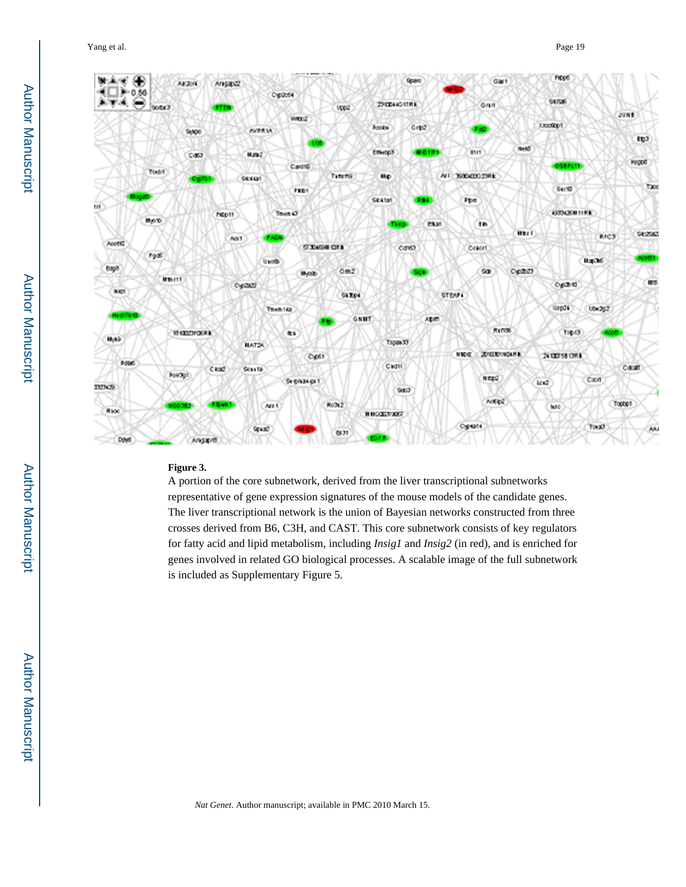**Figure 3.**

A portion of the core subnetwork, derived from the liver transcriptional subnetworks representative of gene expression signatures of the mouse models of the candidate genes. The liver transcriptional network is the union of Bayesian networks constructed from three crosses derived from B6, C3H, and CAST. This core subnetwork consists of key regulators for fatty acid and lipid metabolism, including *Insig1* and *Insig2* (in red), and is enriched for genes involved in related GO biological processes. A scalable image of the full subnetwork is included as Supplementary Figure 5.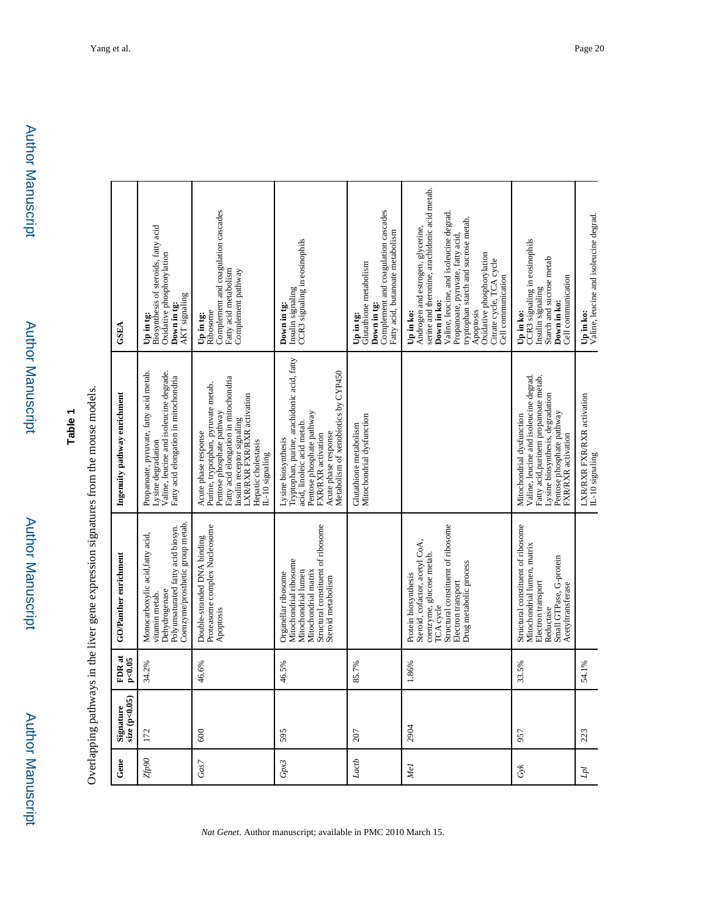## Table 1

Overlapping pathways in the liver gene expression signatures from the mouse models.

| Gene | Signature size (p<0.05) | FDR at p<0.05 | GO/Panther enrichment | Ingenuity pathway enrichment | GSEA |
|---|---|---|---|---|---|
| *Zfp90* | 172 | 34.2% | Monocarboxylic acid,fatty acid, vitamin metab.<br>Dehydrogenase<br>Polyunsaturated fatty acid biosyn.<br>Coenzyme/prosthetic group metab. | Propanoate, pyruvate, fatty acid metab.<br>Lysine degradation<br>Valine, leucine and isoleucine degrade.<br>Fatty acid elongation in mitochondria | **Up in tg:**<br>Biosynthesis of steroids, fatty acid<br>Oxidative phosphorylation<br>**Down in tg:**<br>AKT signaling |
| *Gas7* | 600 | 46.6% | Double-stranded DNA binding<br>Proteasome complex Nucleosome<br>Apoptosis | Acute phase response<br>Purine, trypotphan, pyruvate metab.<br>Pentose phosphate pathway<br>Fatty acid elongation in mitochondria<br>Insulin receptor signaling<br>LXR/RXR FXR/RXR activation<br>Hepatic cholestasis<br>IL-10 signaling | **Up in tg:**<br>Ribosome<br>Complement and coagulation cascades<br>Fatty acid metabolism<br>Complement pathway |
| *Gpx3* | 595 | 46.5% | Organellar ribosome<br>Mitochondrial ribosome<br>Mitochondrial lumen<br>Mitochondrial matrix<br>Structural constituent of ribosome<br>Steroid metabolism | Lysine biosynthesis<br>Tryptophan, purine, arachidonic acid, fatty acid, linoleic acid metab.<br>Pentose phosphate pathway<br>FXR/RXR activation<br>Acute phase response<br>Metabolism of xenobiotics by CYP450 | **Down in tg:**<br>Insulin signaling<br>CCR3 signaling in eosinophils |
| *Lactb* | 207 | 85.7% | | Glutathione metabolism<br>Mitochondrial dysfunction | **Up in tg:**<br>Glutathione metabolism<br>**Down in tg:**<br>Complement and coagulation cascades<br>Fatty acid, butanoate metabolism |
| *Me1* | 2904 | 1.86% | Protein biosynthesis<br>Steroid, cofactor, acetyl CoA, coenzyme, glucose metab.<br>TCA cycle<br>Structural constituent of ribosome<br>Electron transport<br>Drug metabolic process | | **Up in ko:**<br>Androgen and estrogen, glycerine, serine and theronine, arachidonic acid metab.<br>**Down in ko:**<br>Valine, leucine, and isoleucine degrad.<br>Propanoate, pyruvate, fatty acid, tryptophan starch and sucrose metab.<br>Apoptosis<br>Oxidative phosphorylation<br>Citrate cycle, TCA cycle<br>Cell communication |
| *Gyk* | 957 | 33.5% | Structural constituent of ribosome<br>Mitochondrial lumen, matrix<br>Electron transport<br>Reductase<br>Small GTPase, G-protein<br>Acetyltransferase | Mitochondrial dysfunction<br>Valine, leucine and isoleucine degrad.<br>Fatty acid,purinem propanoate metab.<br>Lysine biosynthesis, degradation<br>Pentose phosphate pathway<br>FXR/RXR activation | **Up in ko:**<br>CCR3 signaling in eosinophils<br>Insulin signaling<br>Starch and sucrose metab<br>**Down in ko:**<br>Cell communication |
| *Lpl* | 223 | 54.1% | | LXR/RXR FXR/RXR activation<br>IL-10 signaling | **Up in ko:**<br>Valine, leucine and isoleucine degrad. |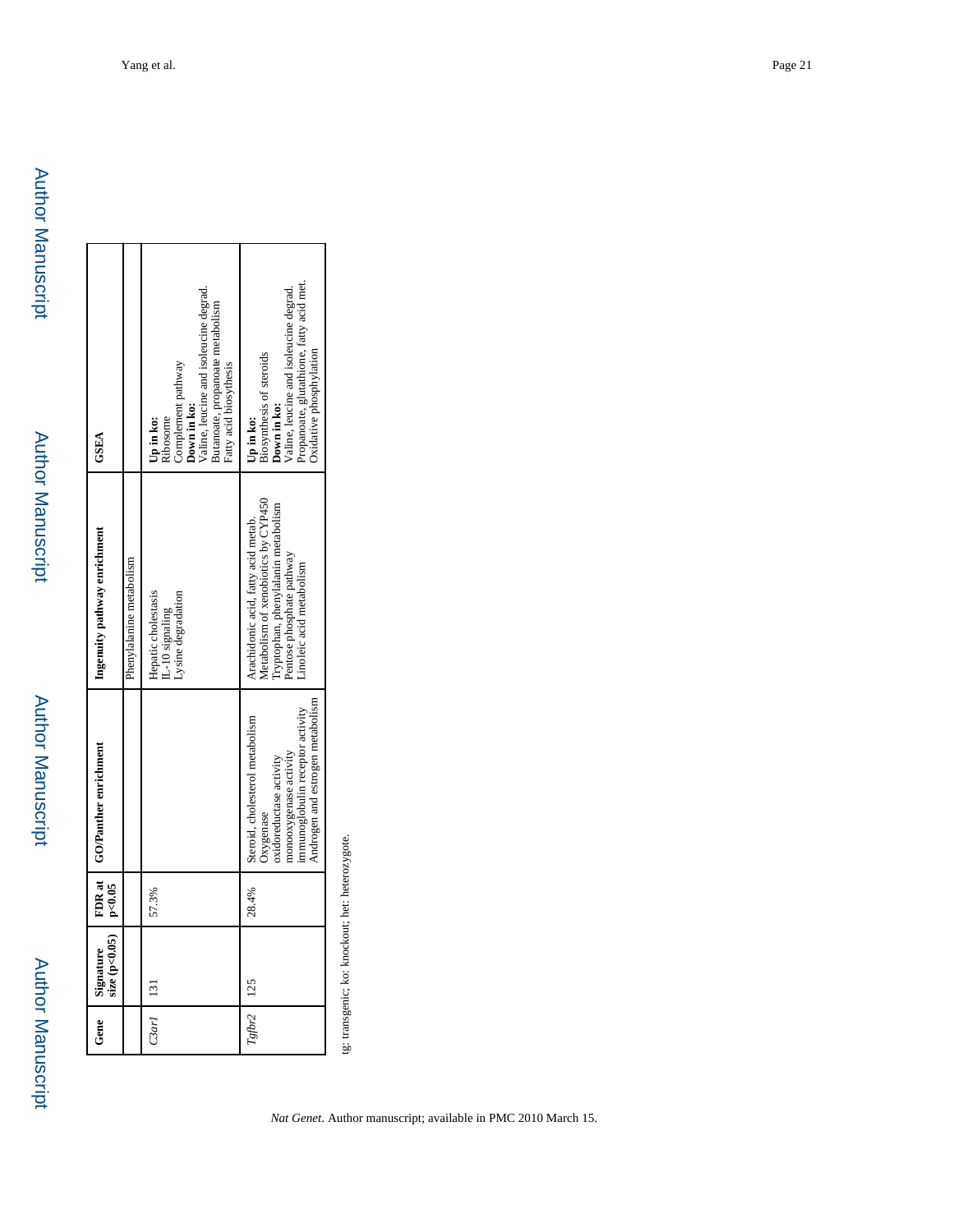| Gene | Signature size (p<0.05) | FDR at p<0.05 | GO/Panther enrichment | Ingenuity pathway enrichment | GSEA |
|---|---|---|---|---|---|
| | | | | Phenylalanine metabolism | |
| *C3ar1* | 131 | 57.3% | | Hepatic cholestasis<br>IL-10 signaling<br>Lysine degradation | **Up in ko:**<br>Ribosome<br>Complement pathway<br>**Down in ko:**<br>Valine, leucine and isoleucine degrad.<br>Butanoate, propanoate metabolism<br>Fatty acid biosynthesis |
| *Tgfbr2* | 125 | 28.4% | Steroid, cholesterol metabolism<br>Oxygenase<br>oxidoreductase activity<br>monooxygenase activity<br>immunoglobulin receptor activity<br>Androgen and estrogen metabolism | Arachidonic acid, fatty acid metab.<br>Metabolism of xenobiotics by CYP450<br>Tryptophan, phenylalanin metabolism<br>Pentose phosphate pathway<br>Linoleic acid metabolism | **Up in ko:**<br>Biosynthesis of steroids<br>**Down in ko:**<br>Valine, leucine and isoleucine degrad.<br>Propanoate, glutathione, fatty acid met.<br>Oxidative phosphylation |

tg: transgenic; ko: knockout; het: heterozygote.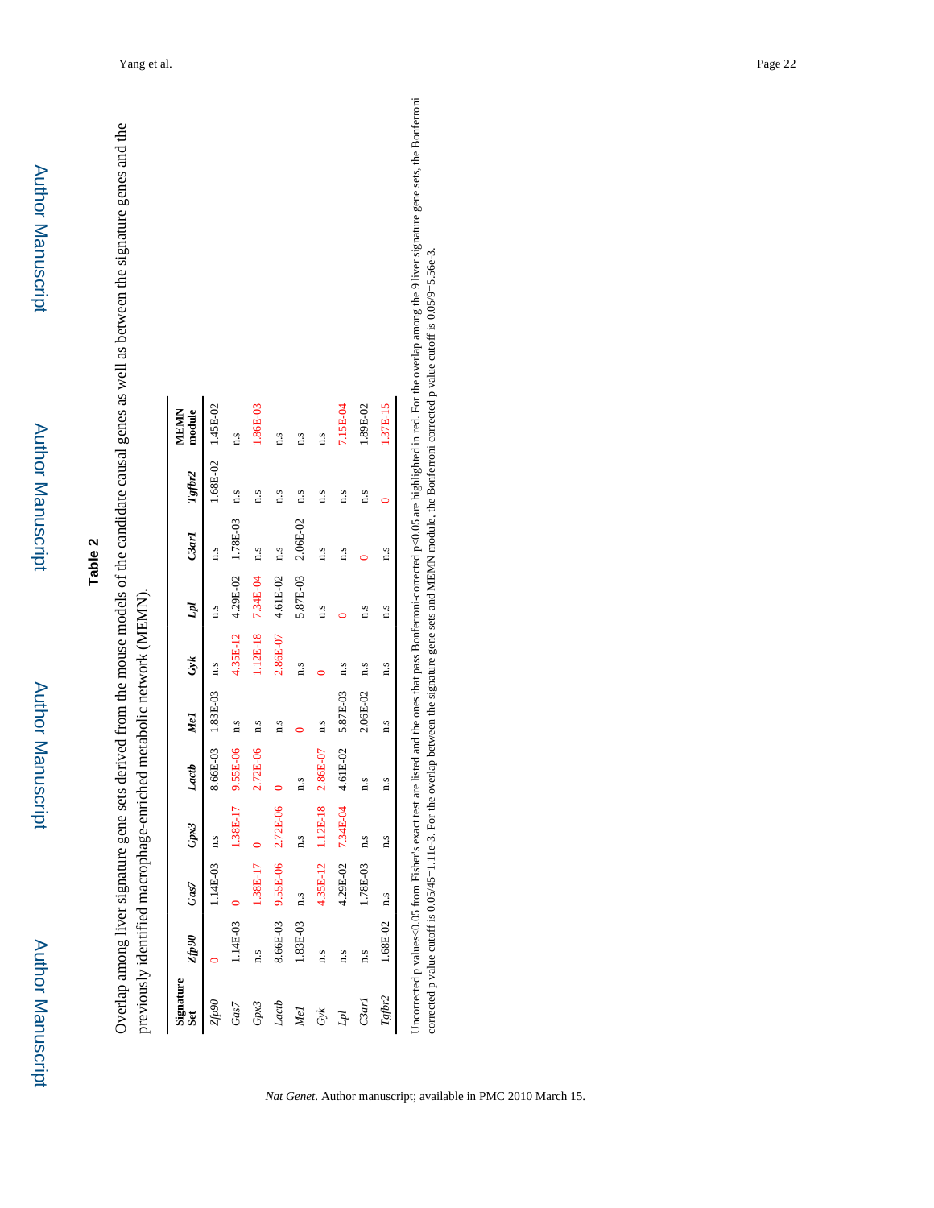## Table 2

Overlap among liver signature gene sets derived from the mouse models of the candidate causal genes as well as between the signature genes and the previously identified macrophage-enriched metabolic network (MEMN).

| Signature Set | *Zfp90* | *Gas7* | *Gpx3* | *Lactb* | *Me1* | *Gyk* | *Lpl* | *C3ar1* | *Tgfbr2* | MEMN module |
|---|---|---|---|---|---|---|---|---|---|---|
| *Zfp90* | 0 | 1.14E-03 | n.s | 8.66E-03 | 1.83E-03 | n.s | n.s | n.s | 1.68E-02 | 1.45E-02 |
| *Gas7* | 1.14E-03 | 0 | 1.38E-17 | 9.55E-06 | n.s | 4.35E-12 | 4.29E-02 | 1.78E-03 | n.s | n.s |
| *Gpx3* | n.s | 1.38E-17 | 0 | 2.72E-06 | n.s | 1.12E-18 | 7.34E-04 | n.s | n.s | 1.86E-03 |
| *Lactb* | 8.66E-03 | 9.55E-06 | 2.72E-06 | 0 | n.s | 2.86E-07 | 4.61E-02 | n.s | n.s | n.s |
| *Me1* | 1.83E-03 | n.s | n.s | n.s | 0 | n.s | 5.87E-03 | 2.06E-02 | n.s | n.s |
| *Gyk* | n.s | 4.35E-12 | 1.12E-18 | 2.86E-07 | n.s | 0 | n.s | n.s | n.s | n.s |
| *Lpl* | n.s | 4.29E-02 | 7.34E-04 | 4.61E-02 | 5.87E-03 | n.s | 0 | n.s | n.s | 7.15E-04 |
| *C3ar1* | n.s | 1.78E-03 | n.s | n.s | 2.06E-02 | n.s | n.s | 0 | n.s | 1.89E-02 |
| *Tgfbr2* | 1.68E-02 | n.s | n.s | n.s | n.s | n.s | n.s | n.s | 0 | 1.37E-15 |

Uncorrected p values<0.05 from Fisher's exact test are listed and the ones that pass Bonferroni-corrected p<0.05 are highlighted in red. For the overlap among the 9 liver signature gene sets, the Bonferroni corrected p value cutoff is 0.05/45=1.11e-3. For the overlap between the signature gene sets and MEMN module, the Bonferroni corrected p value cutoff is 0.05/9=5.56e-3.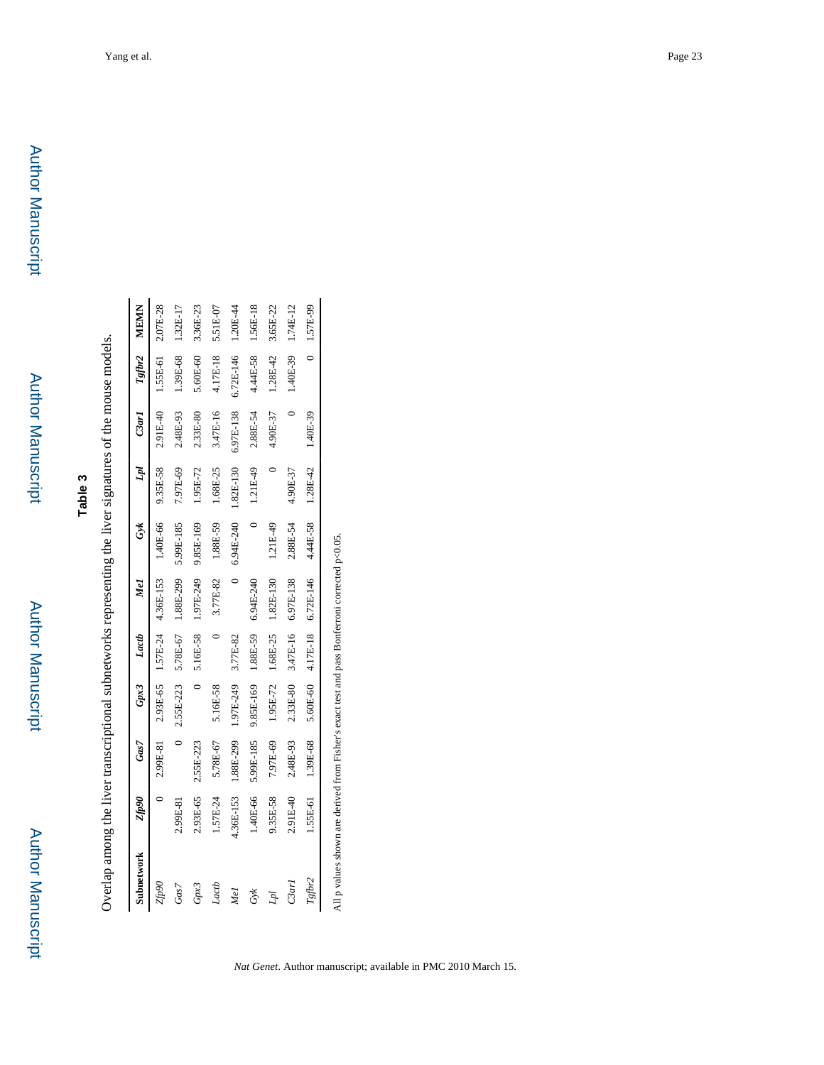## Table 3

Overlap among the liver transcriptional subnetworks representing the liver signatures of the mouse models.

| Subnetwork | *Zfp90* | *Gas7* | *Gpx3* | *Lactb* | *Me1* | *Gyk* | *Lpl* | *C3ar1* | *Tgfbr2* | MEMN |
|---|---|---|---|---|---|---|---|---|---|---|
| *Zfp90* | 0 | 2.99E-81 | 2.93E-65 | 1.57E-24 | 4.36E-153 | 1.40E-66 | 9.35E-58 | 2.91E-40 | 1.55E-61 | 2.07E-28 |
| *Gas7* | 2.99E-81 | 0 | 2.55E-223 | 5.78E-67 | 1.88E-299 | 5.99E-185 | 7.97E-69 | 2.48E-93 | 1.39E-68 | 1.32E-17 |
| *Gpx3* | 2.93E-65 | 2.55E-223 | 0 | 5.16E-58 | 1.97E-249 | 9.85E-169 | 1.95E-72 | 2.33E-80 | 5.60E-60 | 3.36E-23 |
| *Lactb* | 1.57E-24 | 5.78E-67 | 5.16E-58 | 0 | 3.77E-82 | 1.88E-59 | 1.68E-25 | 3.47E-16 | 4.17E-18 | 5.51E-07 |
| *Me1* | 4.36E-153 | 1.88E-299 | 1.97E-249 | 3.77E-82 | 0 | 6.94E-240 | 1.82E-130 | 6.97E-138 | 6.72E-146 | 1.20E-44 |
| *Gyk* | 1.40E-66 | 5.99E-185 | 9.85E-169 | 1.88E-59 | 6.94E-240 | 0 | 1.21E-49 | 2.88E-54 | 4.44E-58 | 1.56E-18 |
| *Lpl* | 9.35E-58 | 7.97E-69 | 1.95E-72 | 1.68E-25 | 1.82E-130 | 1.21E-49 | 0 | 4.90E-37 | 1.28E-42 | 3.65E-22 |
| *C3ar1* | 2.91E-40 | 2.48E-93 | 2.33E-80 | 3.47E-16 | 6.97E-138 | 2.88E-54 | 4.90E-37 | 0 | 1.40E-39 | 1.74E-12 |
| *Tgfbr2* | 1.55E-61 | 1.39E-68 | 5.60E-60 | 4.17E-18 | 6.72E-146 | 4.44E-58 | 1.28E-42 | 1.40E-39 | 0 | 1.57E-99 |

All p values shown are derived from Fisher's exact test and pass Bonferroni corrected $p<0.05$.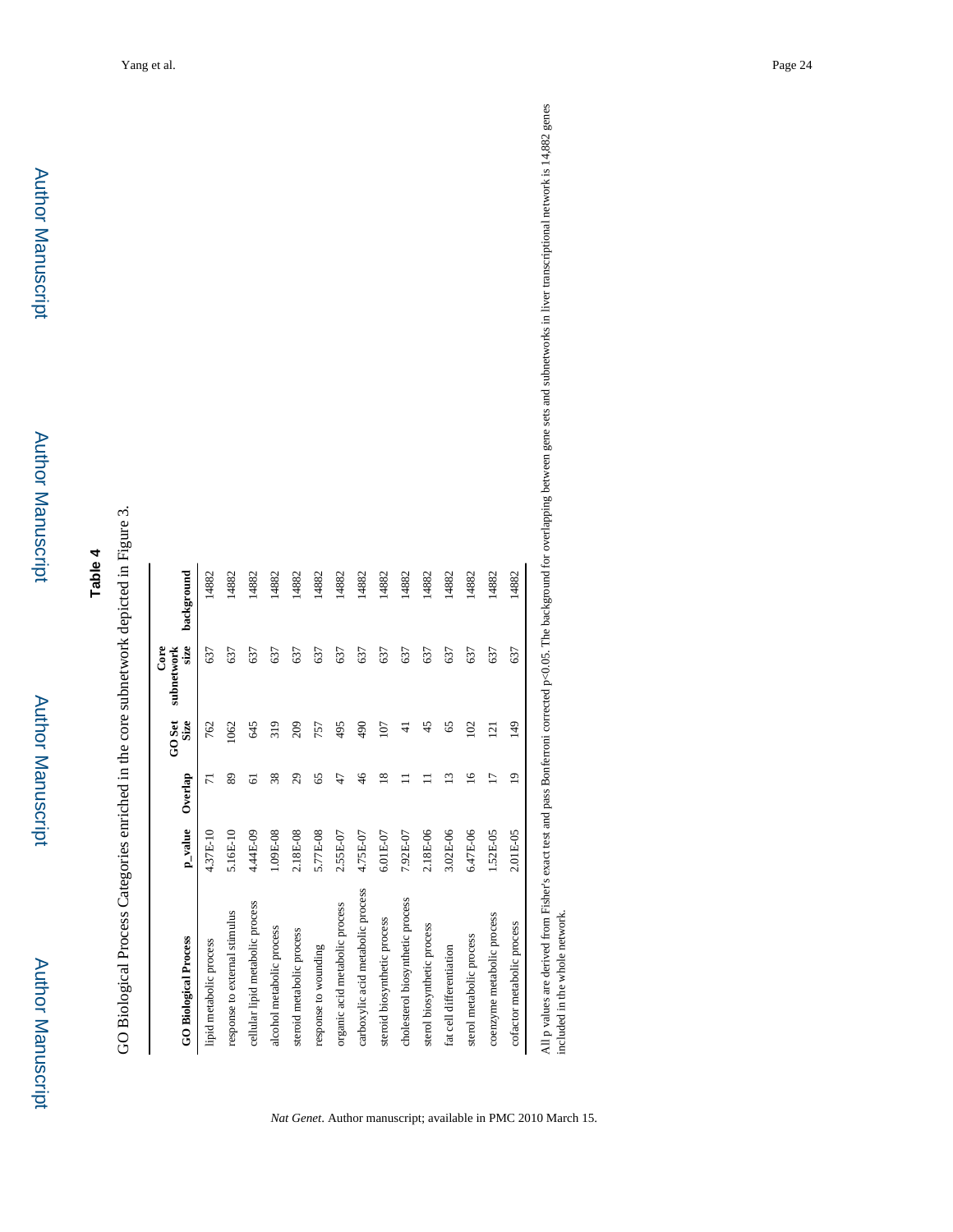## Table 4

GO Biological Process Categories enriched in the core subnetwork depicted in Figure 3.

| GO Biological Process | p_value | Overlap | GO Set Size | Core subnetwork size | background |
|---|---|---|---|---|---|
| lipid metabolic process | 4.37E-10 | 71 | 762 | 637 | 14882 |
| response to external stimulus | 5.16E-10 | 89 | 1062 | 637 | 14882 |
| cellular lipid metabolic process | 4.44E-09 | 61 | 645 | 637 | 14882 |
| alcohol metabolic process | 1.09E-08 | 38 | 319 | 637 | 14882 |
| steroid metabolic process | 2.18E-08 | 29 | 209 | 637 | 14882 |
| response to wounding | 5.77E-08 | 65 | 757 | 637 | 14882 |
| organic acid metabolic process | 2.55E-07 | 47 | 495 | 637 | 14882 |
| carboxylic acid metabolic process | 4.75E-07 | 46 | 490 | 637 | 14882 |
| steroid biosynthetic process | 6.01E-07 | 18 | 107 | 637 | 14882 |
| cholesterol biosynthetic process | 7.92E-07 | 11 | 41 | 637 | 14882 |
| sterol biosynthetic process | 2.18E-06 | 11 | 45 | 637 | 14882 |
| fat cell differentiation | 3.02E-06 | 13 | 65 | 637 | 14882 |
| sterol metabolic process | 6.47E-06 | 16 | 102 | 637 | 14882 |
| coenzyme metabolic process | 1.52E-05 | 17 | 121 | 637 | 14882 |
| cofactor metabolic process | 2.01E-05 | 19 | 149 | 637 | 14882 |

All p values are derived from Fisher's exact test and pass Bonferroni corrected $p<0.05$. The background for overlapping between gene sets and subnetworks in liver transcriptional network is 14,882 genes included in the whole network.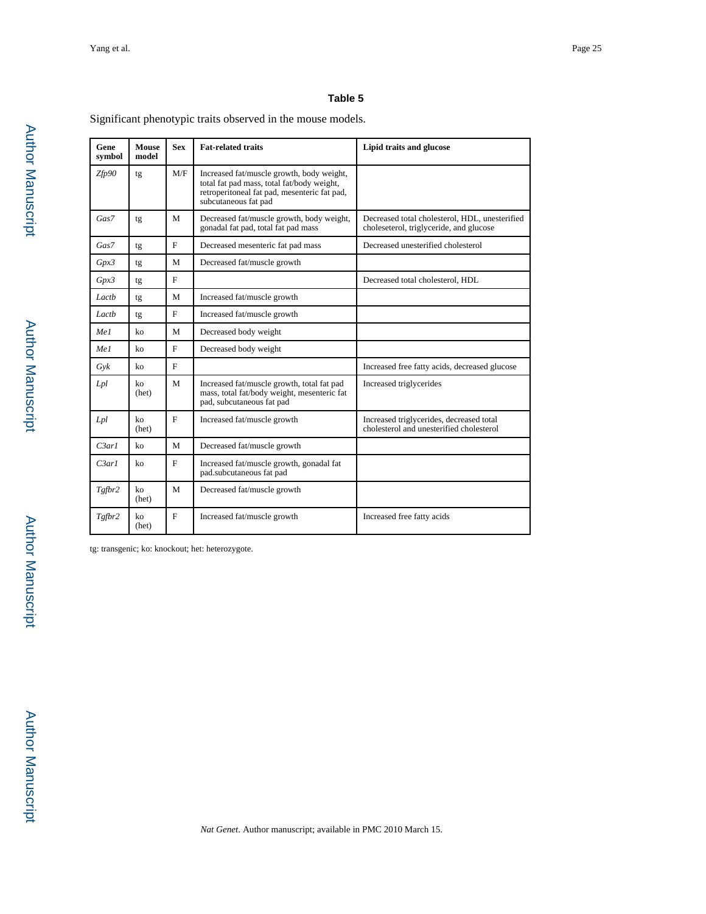**Table 5**

Significant phenotypic traits observed in the mouse models.

| Gene symbol | Mouse model | Sex | Fat-related traits | Lipid traits and glucose |
| --- | --- | --- | --- | --- |
| *Zfp90* | tg | M/F | Increased fat/muscle growth, body weight, total fat pad mass, total fat/body weight, retroperitoneal fat pad, mesenteric fat pad, subcutaneous fat pad | |
| *Gas7* | tg | M | Decreased fat/muscle growth, body weight, gonadal fat pad, total fat pad mass | Decreased total cholesterol, HDL, unesterified choleseterol, triglyceride, and glucose |
| *Gas7* | tg | F | Decreased mesenteric fat pad mass | Decreased unesterified cholesterol |
| *Gpx3* | tg | M | Decreased fat/muscle growth | |
| *Gpx3* | tg | F | | Decreased total cholesterol, HDL |
| *Lactb* | tg | M | Increased fat/muscle growth | |
| *Lactb* | tg | F | Increased fat/muscle growth | |
| *Me1* | ko | M | Decreased body weight | |
| *Me1* | ko | F | Decreased body weight | |
| *Gyk* | ko | F | | Increased free fatty acids, decreased glucose |
| *Lpl* | ko (het) | M | Increased fat/muscle growth, total fat pad mass, total fat/body weight, mesenteric fat pad, subcutaneous fat pad | Increased triglycerides |
| *Lpl* | ko (het) | F | Increased fat/muscle growth | Increased triglycerides, decreased total cholesterol and unesterified cholesterol |
| *C3ar1* | ko | M | Decreased fat/muscle growth | |
| *C3ar1* | ko | F | Increased fat/muscle growth, gonadal fat pad.subcutaneous fat pad | |
| *Tgfbr2* | ko (het) | M | Decreased fat/muscle growth | |
| *Tgfbr2* | ko (het) | F | Increased fat/muscle growth | Increased free fatty acids |

tg: transgenic; ko: knockout; het: heterozygote.